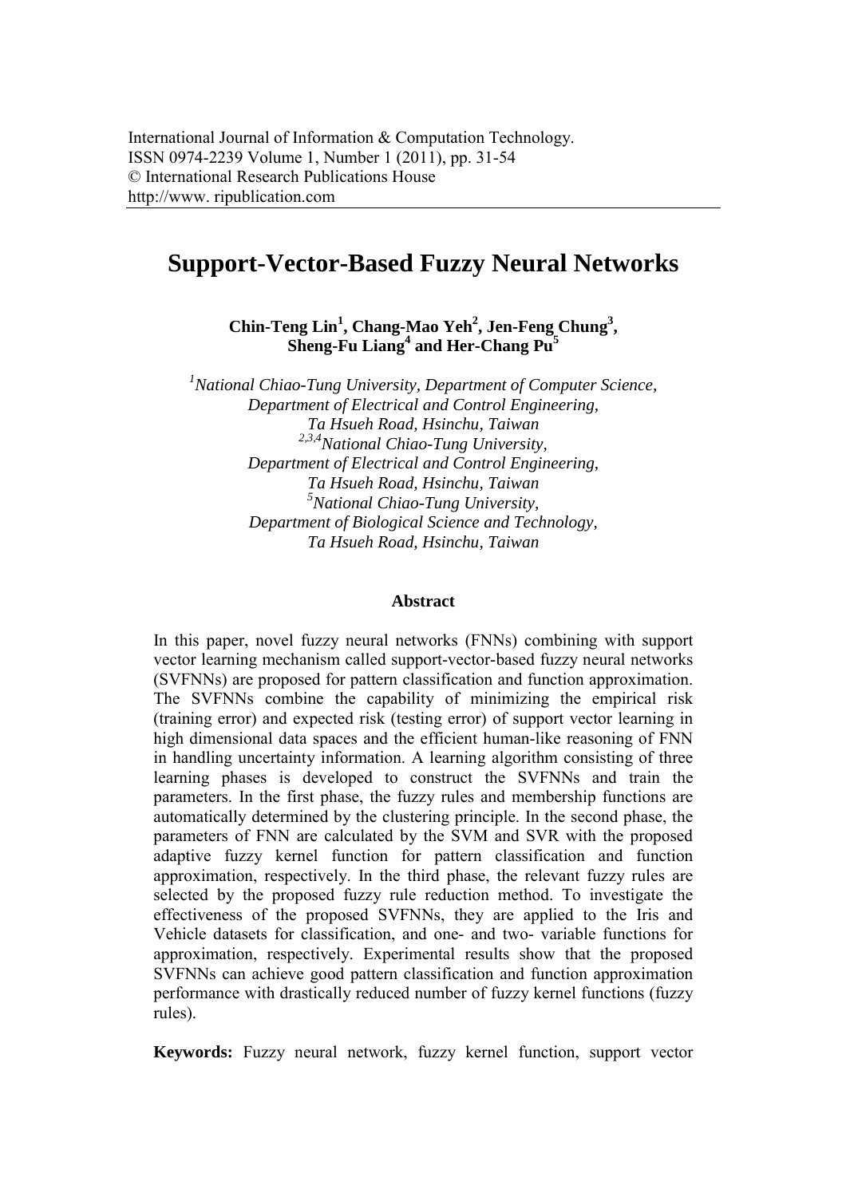International Journal of Information & Computation Technology.
ISSN 0974-2239 Volume 1, Number 1 (2011), pp. 31-54
© International Research Publications House
http://www. ripublication.com

# Support-Vector-Based Fuzzy Neural Networks

**Chin-Teng Lin[1], Chang-Mao Yeh[2], Jen-Feng Chung[3], Sheng-Fu Liang[4] and Her-Chang Pu[5]**

*[1]National Chiao-Tung University, Department of Computer Science, Department of Electrical and Control Engineering, Ta Hsueh Road, Hsinchu, Taiwan*
*[2,3,4]National Chiao-Tung University, Department of Electrical and Control Engineering, Ta Hsueh Road, Hsinchu, Taiwan*
*[5]National Chiao-Tung University, Department of Biological Science and Technology, Ta Hsueh Road, Hsinchu, Taiwan*

### Abstract

In this paper, novel fuzzy neural networks (FNNs) combining with support vector learning mechanism called support-vector-based fuzzy neural networks (SVFNNs) are proposed for pattern classification and function approximation. The SVFNNs combine the capability of minimizing the empirical risk (training error) and expected risk (testing error) of support vector learning in high dimensional data spaces and the efficient human-like reasoning of FNN in handling uncertainty information. A learning algorithm consisting of three learning phases is developed to construct the SVFNNs and train the parameters. In the first phase, the fuzzy rules and membership functions are automatically determined by the clustering principle. In the second phase, the parameters of FNN are calculated by the SVM and SVR with the proposed adaptive fuzzy kernel function for pattern classification and function approximation, respectively. In the third phase, the relevant fuzzy rules are selected by the proposed fuzzy rule reduction method. To investigate the effectiveness of the proposed SVFNNs, they are applied to the Iris and Vehicle datasets for classification, and one- and two- variable functions for approximation, respectively. Experimental results show that the proposed SVFNNs can achieve good pattern classification and function approximation performance with drastically reduced number of fuzzy kernel functions (fuzzy rules).

**Keywords:** Fuzzy neural network, fuzzy kernel function, support vector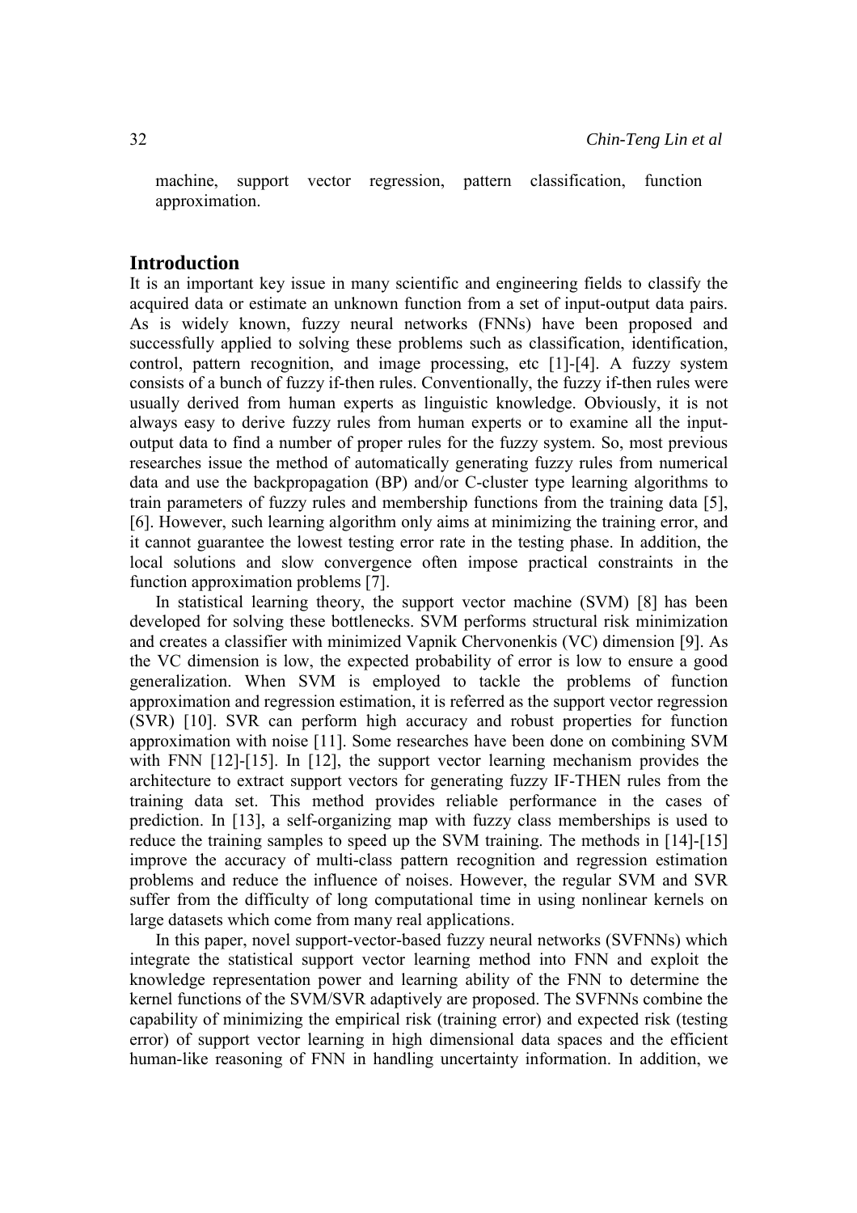machine, support vector regression, pattern classification, function approximation.

## Introduction

It is an important key issue in many scientific and engineering fields to classify the acquired data or estimate an unknown function from a set of input-output data pairs. As is widely known, fuzzy neural networks (FNNs) have been proposed and successfully applied to solving these problems such as classification, identification, control, pattern recognition, and image processing, etc [1]-[4]. A fuzzy system consists of a bunch of fuzzy if-then rules. Conventionally, the fuzzy if-then rules were usually derived from human experts as linguistic knowledge. Obviously, it is not always easy to derive fuzzy rules from human experts or to examine all the input-output data to find a number of proper rules for the fuzzy system. So, most previous researches issue the method of automatically generating fuzzy rules from numerical data and use the backpropagation (BP) and/or C-cluster type learning algorithms to train parameters of fuzzy rules and membership functions from the training data [5], [6]. However, such learning algorithm only aims at minimizing the training error, and it cannot guarantee the lowest testing error rate in the testing phase. In addition, the local solutions and slow convergence often impose practical constraints in the function approximation problems [7].

In statistical learning theory, the support vector machine (SVM) [8] has been developed for solving these bottlenecks. SVM performs structural risk minimization and creates a classifier with minimized Vapnik Chervonenkis (VC) dimension [9]. As the VC dimension is low, the expected probability of error is low to ensure a good generalization. When SVM is employed to tackle the problems of function approximation and regression estimation, it is referred as the support vector regression (SVR) [10]. SVR can perform high accuracy and robust properties for function approximation with noise [11]. Some researches have been done on combining SVM with FNN [12]-[15]. In [12], the support vector learning mechanism provides the architecture to extract support vectors for generating fuzzy IF-THEN rules from the training data set. This method provides reliable performance in the cases of prediction. In [13], a self-organizing map with fuzzy class memberships is used to reduce the training samples to speed up the SVM training. The methods in [14]-[15] improve the accuracy of multi-class pattern recognition and regression estimation problems and reduce the influence of noises. However, the regular SVM and SVR suffer from the difficulty of long computational time in using nonlinear kernels on large datasets which come from many real applications.

In this paper, novel support-vector-based fuzzy neural networks (SVFNNs) which integrate the statistical support vector learning method into FNN and exploit the knowledge representation power and learning ability of the FNN to determine the kernel functions of the SVM/SVR adaptively are proposed. The SVFNNs combine the capability of minimizing the empirical risk (training error) and expected risk (testing error) of support vector learning in high dimensional data spaces and the efficient human-like reasoning of FNN in handling uncertainty information. In addition, we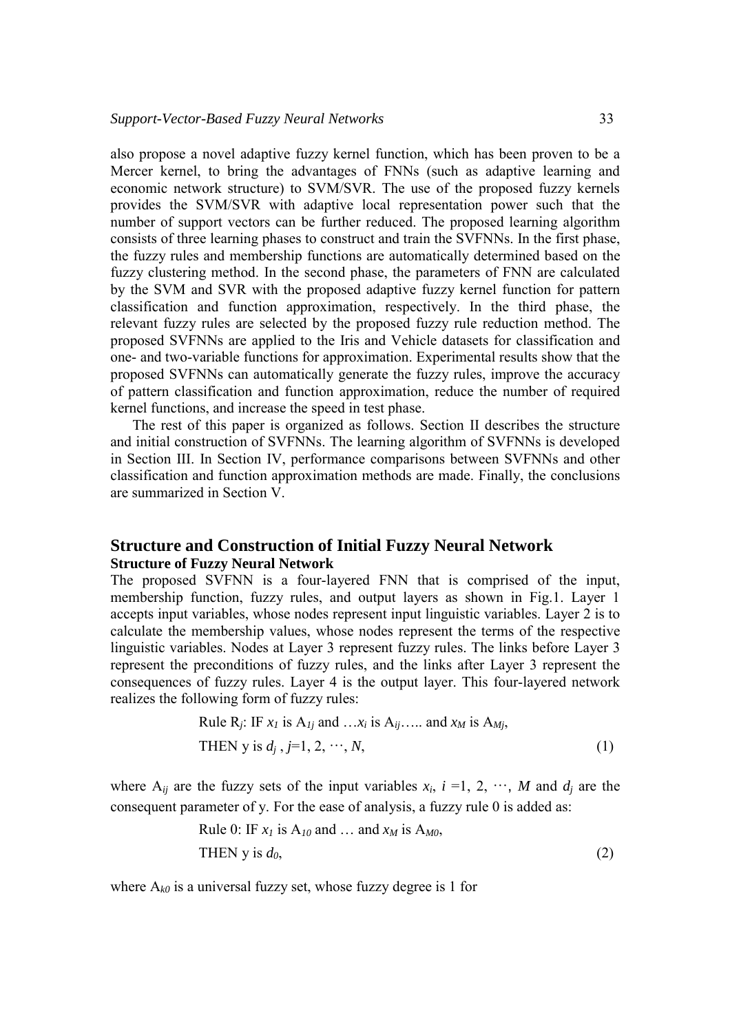also propose a novel adaptive fuzzy kernel function, which has been proven to be a Mercer kernel, to bring the advantages of FNNs (such as adaptive learning and economic network structure) to SVM/SVR. The use of the proposed fuzzy kernels provides the SVM/SVR with adaptive local representation power such that the number of support vectors can be further reduced. The proposed learning algorithm consists of three learning phases to construct and train the SVFNNs. In the first phase, the fuzzy rules and membership functions are automatically determined based on the fuzzy clustering method. In the second phase, the parameters of FNN are calculated by the SVM and SVR with the proposed adaptive fuzzy kernel function for pattern classification and function approximation, respectively. In the third phase, the relevant fuzzy rules are selected by the proposed fuzzy rule reduction method. The proposed SVFNNs are applied to the Iris and Vehicle datasets for classification and one- and two-variable functions for approximation. Experimental results show that the proposed SVFNNs can automatically generate the fuzzy rules, improve the accuracy of pattern classification and function approximation, reduce the number of required kernel functions, and increase the speed in test phase.

The rest of this paper is organized as follows. Section II describes the structure and initial construction of SVFNNs. The learning algorithm of SVFNNs is developed in Section III. In Section IV, performance comparisons between SVFNNs and other classification and function approximation methods are made. Finally, the conclusions are summarized in Section V.

## Structure and Construction of Initial Fuzzy Neural Network

### Structure of Fuzzy Neural Network

The proposed SVFNN is a four-layered FNN that is comprised of the input, membership function, fuzzy rules, and output layers as shown in Fig.1. Layer 1 accepts input variables, whose nodes represent input linguistic variables. Layer 2 is to calculate the membership values, whose nodes represent the terms of the respective linguistic variables. Nodes at Layer 3 represent fuzzy rules. The links before Layer 3 represent the preconditions of fuzzy rules, and the links after Layer 3 represent the consequences of fuzzy rules. Layer 4 is the output layer. This four-layered network realizes the following form of fuzzy rules:

$$\text{Rule } R_j\text{: IF } x_1 \text{ is } A_{1j} \text{ and } \ldots x_i \text{ is } A_{ij} \ldots\ldots \text{ and } x_M \text{ is } A_{Mj}, \quad \text{THEN y is } d_j, \; j=1, 2, \cdots, N, \tag{1}$$

where $A_{ij}$ are the fuzzy sets of the input variables $x_i$, $i = 1, 2, \cdots, M$ and $d_j$ are the consequent parameter of y. For the ease of analysis, a fuzzy rule 0 is added as:

$$\text{Rule 0: IF } x_1 \text{ is } A_{10} \text{ and } \ldots \text{ and } x_M \text{ is } A_{M0}, \quad \text{THEN y is } d_0, \tag{2}$$

where $A_{k0}$ is a universal fuzzy set, whose fuzzy degree is 1 for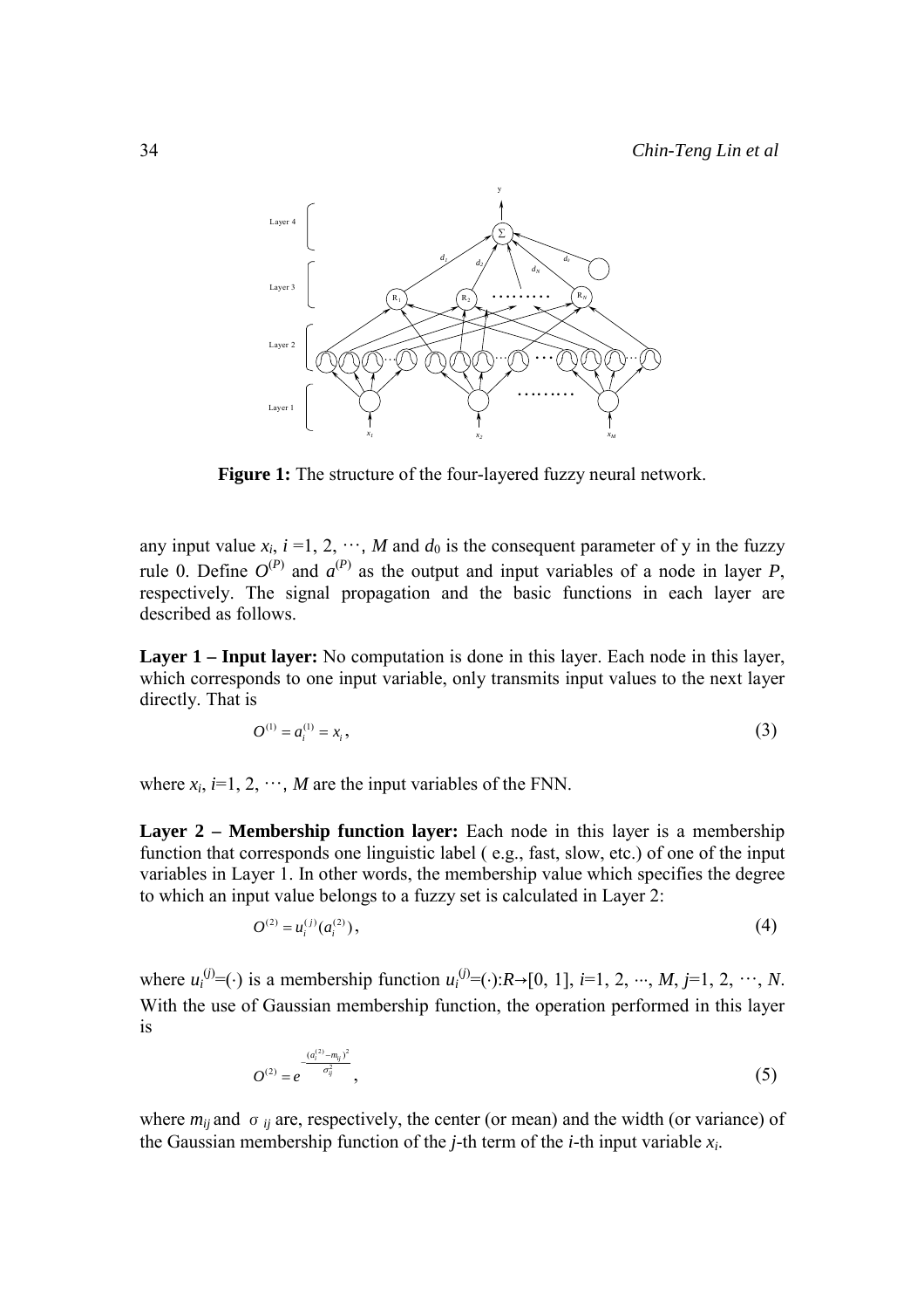**Figure 1:** The structure of the four-layered fuzzy neural network.

any input value $x_i$, $i$ =1, 2, $\cdots$, $M$ and $d_0$ is the consequent parameter of y in the fuzzy rule 0. Define $O^{(P)}$ and $a^{(P)}$ as the output and input variables of a node in layer $P$, respectively. The signal propagation and the basic functions in each layer are described as follows.

**Layer 1 – Input layer:** No computation is done in this layer. Each node in this layer, which corresponds to one input variable, only transmits input values to the next layer directly. That is

$$O^{(1)} = a_i^{(1)} = x_i, \tag{3}$$

where $x_i$, $i$=1, 2, $\cdots$, $M$ are the input variables of the FNN.

**Layer 2 – Membership function layer:** Each node in this layer is a membership function that corresponds one linguistic label ( e.g., fast, slow, etc.) of one of the input variables in Layer 1. In other words, the membership value which specifies the degree to which an input value belongs to a fuzzy set is calculated in Layer 2:

$$O^{(2)} = u_i^{(j)}(a_i^{(2)}), \tag{4}$$

where $u_i^{(j)}=(\cdot)$ is a membership function $u_i^{(j)}=(\cdot):R\rightarrow[0, 1]$, $i$=1, 2, $\cdots$, $M$, $j$=1, 2, $\cdots$, $N$. With the use of Gaussian membership function, the operation performed in this layer is

$$O^{(2)} = e^{-\frac{(a_i^{(2)}-m_{ij})^2}{\sigma_{ij}^2}}, \tag{5}$$

where $m_{ij}$ and $\sigma_{ij}$ are, respectively, the center (or mean) and the width (or variance) of the Gaussian membership function of the $j$-th term of the $i$-th input variable $x_i$.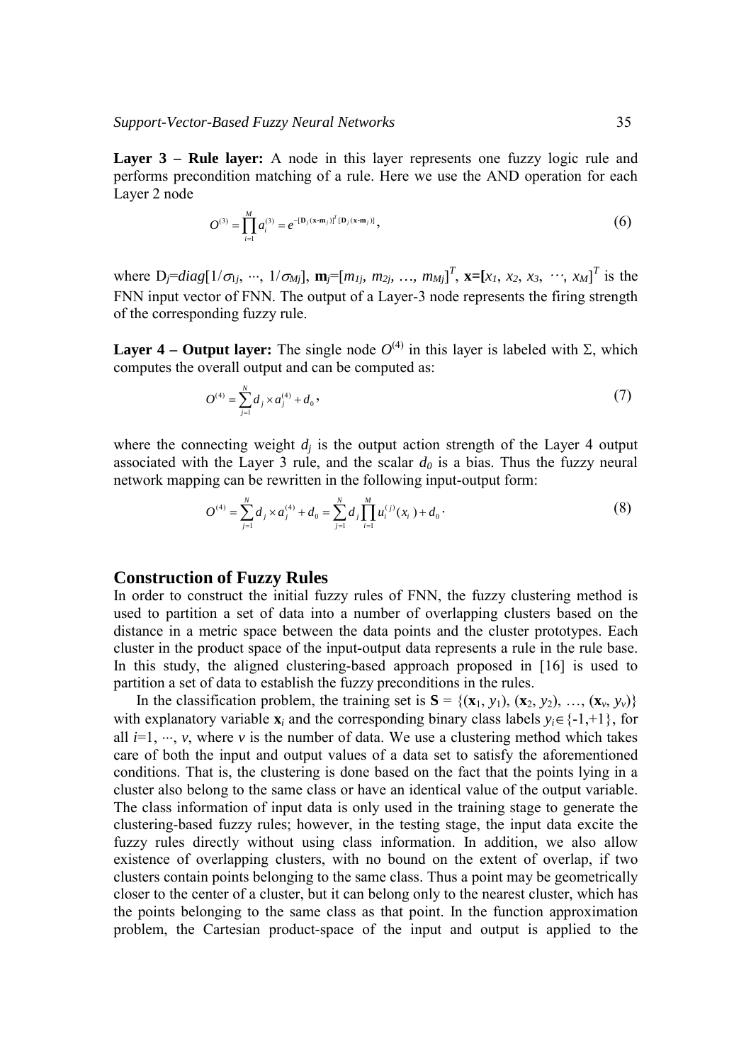**Layer 3 – Rule layer:** A node in this layer represents one fuzzy logic rule and performs precondition matching of a rule. Here we use the AND operation for each Layer 2 node

$$O^{(3)} = \prod_{i=1}^{M} a_i^{(3)} = e^{-[\mathbf{D}_j(\mathbf{x}-\mathbf{m}_j)]^T[\mathbf{D}_j(\mathbf{x}-\mathbf{m}_j)]}, \tag{6}$$

where $D_j = diag[1/\sigma_{1j}, \cdots, 1/\sigma_{Mj}]$, $\mathbf{m}_j = [m_{1j}, m_{2j}, \ldots, m_{Mj}]^T$, $\mathbf{x} = [x_1, x_2, x_3, \cdots, x_M]^T$ is the FNN input vector of FNN. The output of a Layer-3 node represents the firing strength of the corresponding fuzzy rule.

**Layer 4 – Output layer:** The single node $O^{(4)}$ in this layer is labeled with $\Sigma$, which computes the overall output and can be computed as:

$$O^{(4)} = \sum_{j=1}^{N} d_j \times a_j^{(4)} + d_0, \tag{7}$$

where the connecting weight $d_j$ is the output action strength of the Layer 4 output associated with the Layer 3 rule, and the scalar $d_0$ is a bias. Thus the fuzzy neural network mapping can be rewritten in the following input-output form:

$$O^{(4)} = \sum_{j=1}^{N} d_j \times a_j^{(4)} + d_0 = \sum_{j=1}^{N} d_j \prod_{i=1}^{M} u_i^{(j)}(x_i) + d_0. \tag{8}$$

## Construction of Fuzzy Rules

In order to construct the initial fuzzy rules of FNN, the fuzzy clustering method is used to partition a set of data into a number of overlapping clusters based on the distance in a metric space between the data points and the cluster prototypes. Each cluster in the product space of the input-output data represents a rule in the rule base. In this study, the aligned clustering-based approach proposed in [16] is used to partition a set of data to establish the fuzzy preconditions in the rules.

In the classification problem, the training set is $\mathbf{S} = \{(\mathbf{x}_1, y_1), (\mathbf{x}_2, y_2), \ldots, (\mathbf{x}_v, y_v)\}$ with explanatory variable $\mathbf{x}_i$ and the corresponding binary class labels $y_i \in \{-1,+1\}$, for all $i=1, \cdots, v$, where $v$ is the number of data. We use a clustering method which takes care of both the input and output values of a data set to satisfy the aforementioned conditions. That is, the clustering is done based on the fact that the points lying in a cluster also belong to the same class or have an identical value of the output variable. The class information of input data is only used in the training stage to generate the clustering-based fuzzy rules; however, in the testing stage, the input data excite the fuzzy rules directly without using class information. In addition, we also allow existence of overlapping clusters, with no bound on the extent of overlap, if two clusters contain points belonging to the same class. Thus a point may be geometrically closer to the center of a cluster, but it can belong only to the nearest cluster, which has the points belonging to the same class as that point. In the function approximation problem, the Cartesian product-space of the input and output is applied to the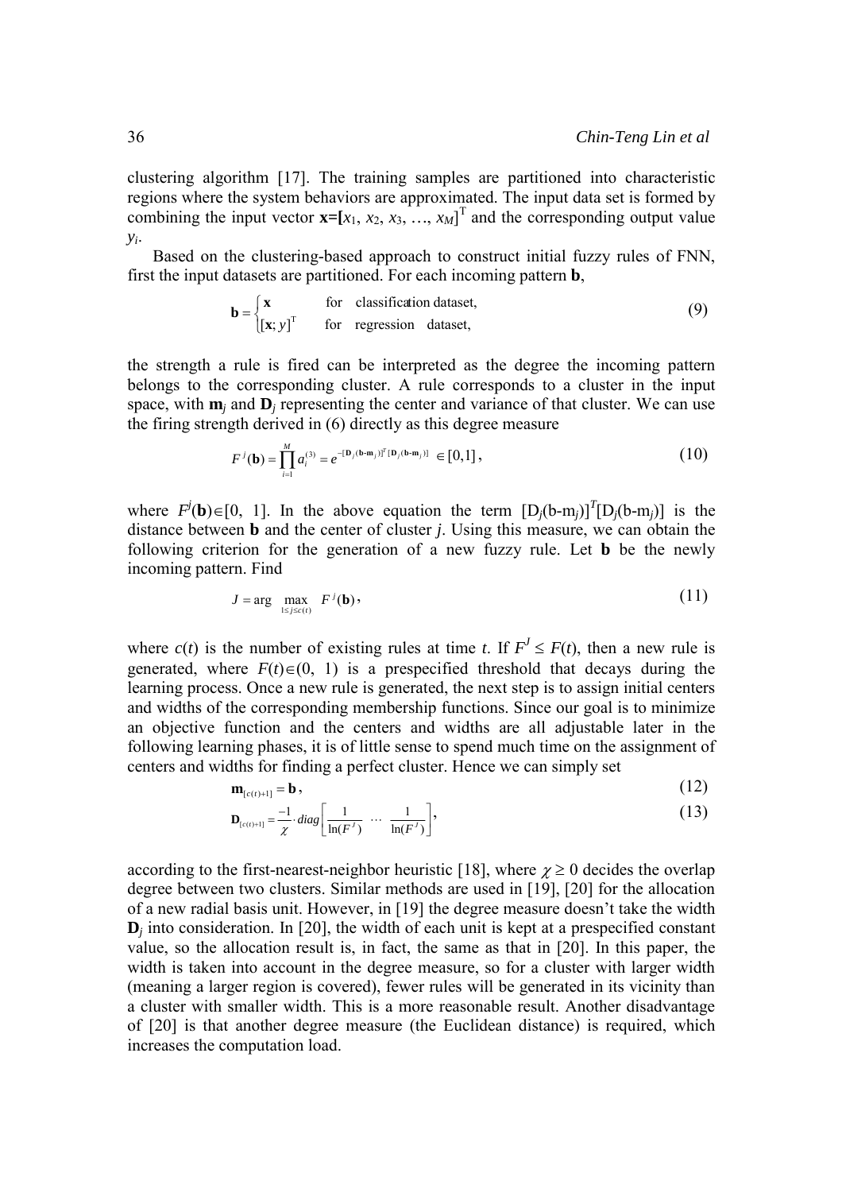clustering algorithm [17]. The training samples are partitioned into characteristic regions where the system behaviors are approximated. The input data set is formed by combining the input vector $\mathbf{x}=[x_1, x_2, x_3, \ldots, x_M]^{\mathrm{T}}$ and the corresponding output value $y_i$.

Based on the clustering-based approach to construct initial fuzzy rules of FNN, first the input datasets are partitioned. For each incoming pattern $\mathbf{b}$,

$$\mathbf{b} = \begin{cases} \mathbf{x} & \text{for} \quad \text{classification dataset,} \\ [\mathbf{x}; y]^{\mathrm{T}} & \text{for} \quad \text{regression} \quad \text{dataset,} \end{cases} \tag{9}$$

the strength a rule is fired can be interpreted as the degree the incoming pattern belongs to the corresponding cluster. A rule corresponds to a cluster in the input space, with $\mathbf{m}_j$ and $\mathbf{D}_j$ representing the center and variance of that cluster. We can use the firing strength derived in (6) directly as this degree measure

$$F^j(\mathbf{b}) = \prod_{i=1}^{M} a_i^{(3)} = e^{-[\mathbf{D}_j(\mathbf{b}-\mathbf{m}_j)]^T[\mathbf{D}_j(\mathbf{b}-\mathbf{m}_j)]} \in [0,1], \tag{10}$$

where $F^j(\mathbf{b})\in[0, 1]$. In the above equation the term $[\mathrm{D}_j(\mathrm{b}\text{-}\mathrm{m}_j)]^T[\mathrm{D}_j(\mathrm{b}\text{-}\mathrm{m}_j)]$ is the distance between $\mathbf{b}$ and the center of cluster $j$. Using this measure, we can obtain the following criterion for the generation of a new fuzzy rule. Let $\mathbf{b}$ be the newly incoming pattern. Find

$$J = \arg \max_{1\le j\le c(t)} F^j(\mathbf{b}), \tag{11}$$

where $c(t)$ is the number of existing rules at time $t$. If $F^J \le F(t)$, then a new rule is generated, where $F(t)\in(0, 1)$ is a prespecified threshold that decays during the learning process. Once a new rule is generated, the next step is to assign initial centers and widths of the corresponding membership functions. Since our goal is to minimize an objective function and the centers and widths are all adjustable later in the following learning phases, it is of little sense to spend much time on the assignment of centers and widths for finding a perfect cluster. Hence we can simply set

$$\mathbf{m}_{[c(t)+1]} = \mathbf{b}, \tag{12}$$

$$\mathbf{D}_{[c(t)+1]} = \frac{-1}{\chi} \cdot diag\left[\frac{1}{\ln(F^J)} \quad \cdots \quad \frac{1}{\ln(F^J)}\right], \tag{13}$$

according to the first-nearest-neighbor heuristic [18], where $\chi \ge 0$ decides the overlap degree between two clusters. Similar methods are used in [19], [20] for the allocation of a new radial basis unit. However, in [19] the degree measure doesn't take the width $\mathbf{D}_j$ into consideration. In [20], the width of each unit is kept at a prespecified constant value, so the allocation result is, in fact, the same as that in [20]. In this paper, the width is taken into account in the degree measure, so for a cluster with larger width (meaning a larger region is covered), fewer rules will be generated in its vicinity than a cluster with smaller width. This is a more reasonable result. Another disadvantage of [20] is that another degree measure (the Euclidean distance) is required, which increases the computation load.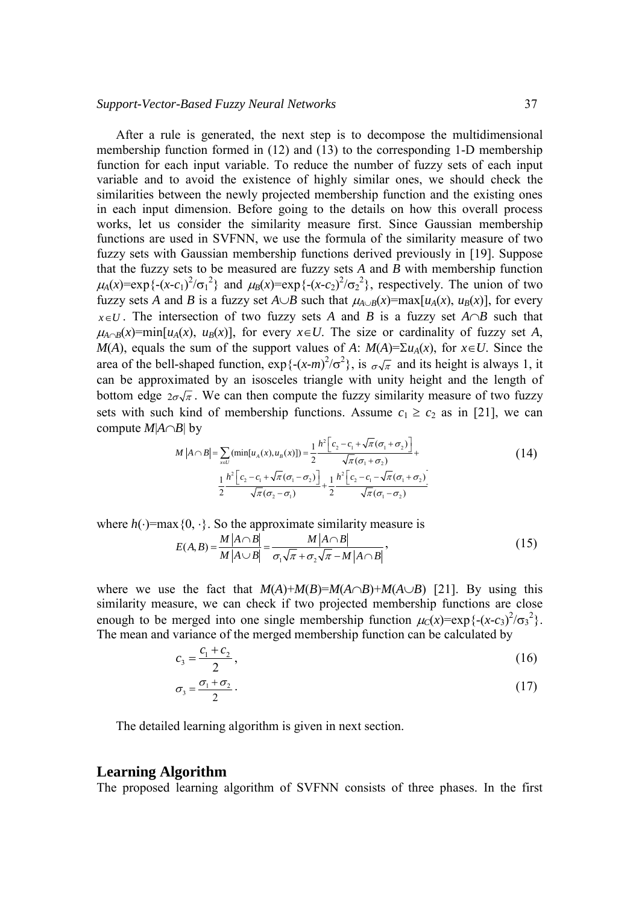After a rule is generated, the next step is to decompose the multidimensional membership function formed in (12) and (13) to the corresponding 1-D membership function for each input variable. To reduce the number of fuzzy sets of each input variable and to avoid the existence of highly similar ones, we should check the similarities between the newly projected membership function and the existing ones in each input dimension. Before going to the details on how this overall process works, let us consider the similarity measure first. Since Gaussian membership functions are used in SVFNN, we use the formula of the similarity measure of two fuzzy sets with Gaussian membership functions derived previously in [19]. Suppose that the fuzzy sets to be measured are fuzzy sets $A$ and $B$ with membership function $\mu_A(x)=\exp\{-(x-c_1)^2/\sigma_1^2\}$ and $\mu_B(x)=\exp\{-(x-c_2)^2/\sigma_2^2\}$, respectively. The union of two fuzzy sets $A$ and $B$ is a fuzzy set $A\cup B$ such that $\mu_{A\cup B}(x)=\max[u_A(x), u_B(x)]$, for every $x\in U$. The intersection of two fuzzy sets $A$ and $B$ is a fuzzy set $A\cap B$ such that $\mu_{A\cap B}(x)=\min[u_A(x), u_B(x)]$, for every $x\in U$. The size or cardinality of fuzzy set $A$, $M(A)$, equals the sum of the support values of $A$: $M(A)=\Sigma u_A(x)$, for $x\in U$. Since the area of the bell-shaped function, $\exp\{-(x-m)^2/\sigma^2\}$, is $\sigma\sqrt{\pi}$ and its height is always 1, it can be approximated by an isosceles triangle with unity height and the length of bottom edge $2\sigma\sqrt{\pi}$. We can then compute the fuzzy similarity measure of two fuzzy sets with such kind of membership functions. Assume $c_1 \geq c_2$ as in [21], we can compute $M|A\cap B|$ by

$$M\left|A\cap B\right| = \sum_{x\in U}(\min[u_A(x), u_B(x)]) = \frac{1}{2}\frac{h^2\left[c_2 - c_1 + \sqrt{\pi}(\sigma_1+\sigma_2)\right]}{\sqrt{\pi}(\sigma_1+\sigma_2)} + \frac{1}{2}\frac{h^2\left[c_2 - c_1 + \sqrt{\pi}(\sigma_1-\sigma_2)\right]}{\sqrt{\pi}(\sigma_2-\sigma_1)} + \frac{1}{2}\frac{h^2\left[c_2 - c_1 - \sqrt{\pi}(\sigma_1+\sigma_2)\right]}{\sqrt{\pi}(\sigma_1-\sigma_2)} \tag{14}$$

where $h(\cdot)=\max\{0, \cdot\}$. So the approximate similarity measure is

$$E(A,B) = \frac{M\left|A\cap B\right|}{M\left|A\cup B\right|} = \frac{M\left|A\cap B\right|}{\sigma_1\sqrt{\pi}+\sigma_2\sqrt{\pi} - M\left|A\cap B\right|}, \tag{15}$$

where we use the fact that $M(A)+M(B)=M(A\cap B)+M(A\cup B)$ [21]. By using this similarity measure, we can check if two projected membership functions are close enough to be merged into one single membership function $\mu_C(x)=\exp\{-(x-c_3)^2/\sigma_3^2\}$. The mean and variance of the merged membership function can be calculated by

$$c_3 = \frac{c_1+c_2}{2}, \tag{16}$$

$$\sigma_3 = \frac{\sigma_1+\sigma_2}{2}. \tag{17}$$

The detailed learning algorithm is given in next section.

## Learning Algorithm

The proposed learning algorithm of SVFNN consists of three phases. In the first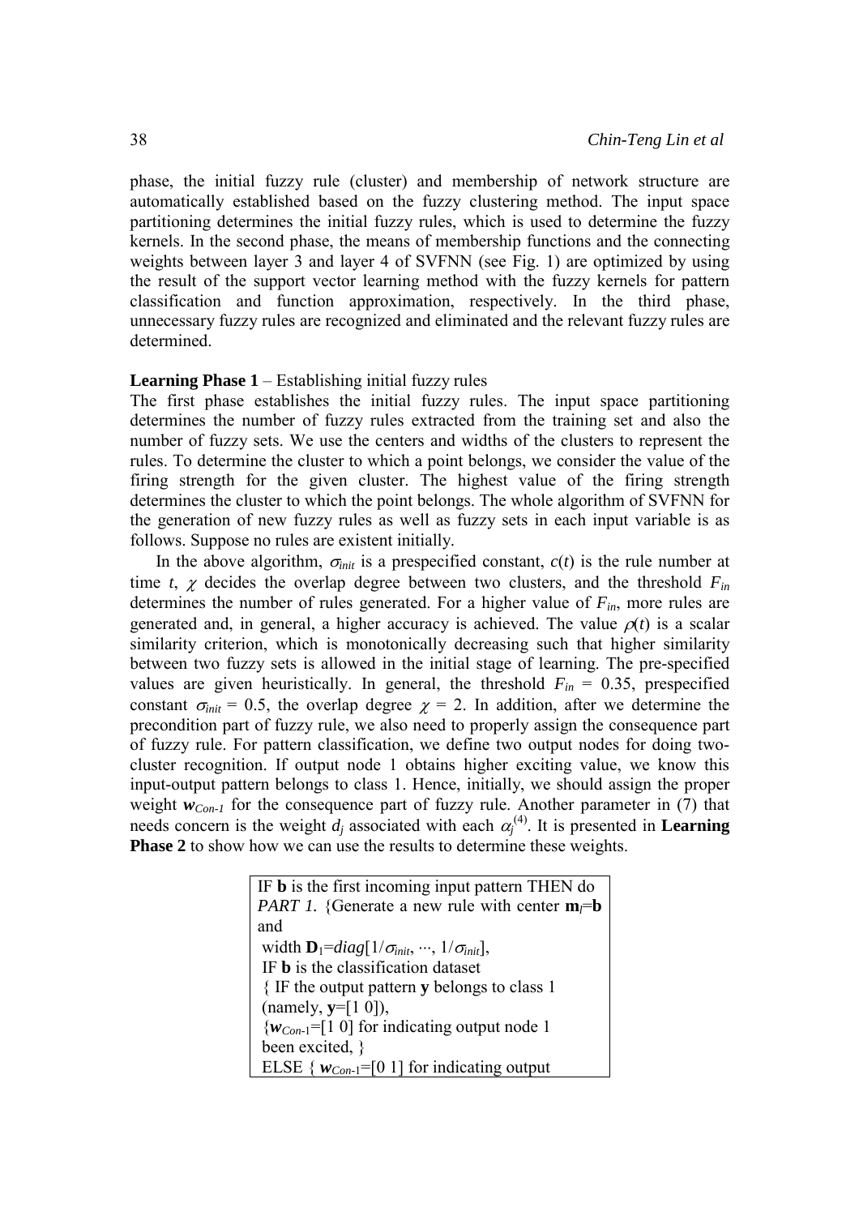phase, the initial fuzzy rule (cluster) and membership of network structure are automatically established based on the fuzzy clustering method. The input space partitioning determines the initial fuzzy rules, which is used to determine the fuzzy kernels. In the second phase, the means of membership functions and the connecting weights between layer 3 and layer 4 of SVFNN (see Fig. 1) are optimized by using the result of the support vector learning method with the fuzzy kernels for pattern classification and function approximation, respectively. In the third phase, unnecessary fuzzy rules are recognized and eliminated and the relevant fuzzy rules are determined.

**Learning Phase 1** – Establishing initial fuzzy rules

The first phase establishes the initial fuzzy rules. The input space partitioning determines the number of fuzzy rules extracted from the training set and also the number of fuzzy sets. We use the centers and widths of the clusters to represent the rules. To determine the cluster to which a point belongs, we consider the value of the firing strength for the given cluster. The highest value of the firing strength determines the cluster to which the point belongs. The whole algorithm of SVFNN for the generation of new fuzzy rules as well as fuzzy sets in each input variable is as follows. Suppose no rules are existent initially.

In the above algorithm, $\sigma_{init}$ is a prespecified constant, $c(t)$ is the rule number at time $t$, $\chi$ decides the overlap degree between two clusters, and the threshold $F_{in}$ determines the number of rules generated. For a higher value of $F_{in}$, more rules are generated and, in general, a higher accuracy is achieved. The value $\rho(t)$ is a scalar similarity criterion, which is monotonically decreasing such that higher similarity between two fuzzy sets is allowed in the initial stage of learning. The pre-specified values are given heuristically. In general, the threshold $F_{in}$ = 0.35, prespecified constant $\sigma_{init}$ = 0.5, the overlap degree $\chi$ = 2. In addition, after we determine the precondition part of fuzzy rule, we also need to properly assign the consequence part of fuzzy rule. For pattern classification, we define two output nodes for doing two-cluster recognition. If output node 1 obtains higher exciting value, we know this input-output pattern belongs to class 1. Hence, initially, we should assign the proper weight $\mathbf{w}_{Con-1}$ for the consequence part of fuzzy rule. Another parameter in (7) that needs concern is the weight $d_j$ associated with each $\alpha_j^{(4)}$. It is presented in **Learning Phase 2** to show how we can use the results to determine these weights.

IF **b** is the first incoming input pattern THEN do
*PART 1.* {Generate a new rule with center $\mathbf{m}_l$=**b** and
width $\mathbf{D}_1$=$diag[1/\sigma_{init}, \cdots, 1/\sigma_{init}]$,
IF **b** is the classification dataset
{ IF the output pattern **y** belongs to class 1 (namely, **y**=[1 0]),
{$\mathbf{w}_{Con\text{-}1}$=[1 0] for indicating output node 1 been excited, }
ELSE { $\mathbf{w}_{Con\text{-}1}$=[0 1] for indicating output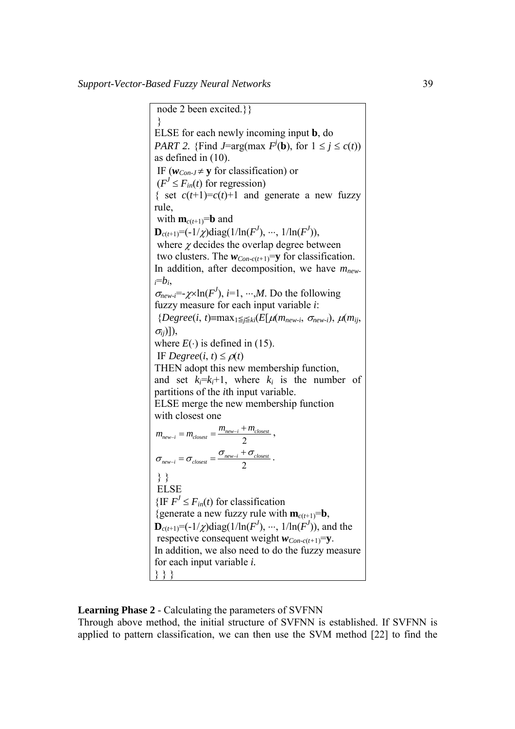node 2 been excited.}}

}

ELSE for each newly incoming input **b**, do

*PART 2.* {Find $J$=arg(max $F^j(\mathbf{b})$, for $1 \le j \le c(t)$) as defined in (10).

IF ($\boldsymbol{w}_{Con-J} \ne \mathbf{y}$ for classification) or

($F^J \le F_{in}(t)$ for regression)

{ set $c(t+1)=c(t)+1$ and generate a new fuzzy rule,

with $\mathbf{m}_{c(t+1)}=\mathbf{b}$ and

$\mathbf{D}_{c(t+1)}=(-1/\chi)\text{diag}(1/\ln(F^J), \cdots, 1/\ln(F^J))$,

where $\chi$ decides the overlap degree between two clusters. The $\boldsymbol{w}_{Con-c(t+1)}=\mathbf{y}$ for classification.

In addition, after decomposition, we have $m_{new-i}=b_i$,

$\sigma_{new-i}=-\chi\times\ln(F^J)$, $i=1, \cdots, M$. Do the following fuzzy measure for each input variable $i$:

{$Degree(i, t)\equiv\max_{1\le j\le k_i}(E[\mu(m_{new-i}, \sigma_{new-i}), \mu(m_{ij}, \sigma_{ij})])$,

where $E(\cdot)$ is defined in (15).

IF $Degree(i, t) \le \rho(t)$

THEN adopt this new membership function, and set $k_i=k_i+1$, where $k_i$ is the number of partitions of the $i$th input variable.

ELSE merge the new membership function with closest one

$$m_{new-i} = m_{closest} = \frac{m_{new-i} + m_{closest}}{2},$$

$$\sigma_{new-i} = \sigma_{closest} = \frac{\sigma_{new-i} + \sigma_{closest}}{2}.$$

} }

ELSE

{IF $F^J \le F_{in}(t)$ for classification

{generate a new fuzzy rule with $\mathbf{m}_{c(t+1)}=\mathbf{b}$,

$\mathbf{D}_{c(t+1)}=(-1/\chi)\text{diag}(1/\ln(F^J), \cdots, 1/\ln(F^J))$, and the respective consequent weight $\boldsymbol{w}_{Con-c(t+1)}=\mathbf{y}$.

In addition, we also need to do the fuzzy measure for each input variable $i$.

} } }

**Learning Phase 2** - Calculating the parameters of SVFNN

Through above method, the initial structure of SVFNN is established. If SVFNN is applied to pattern classification, we can then use the SVM method [22] to find the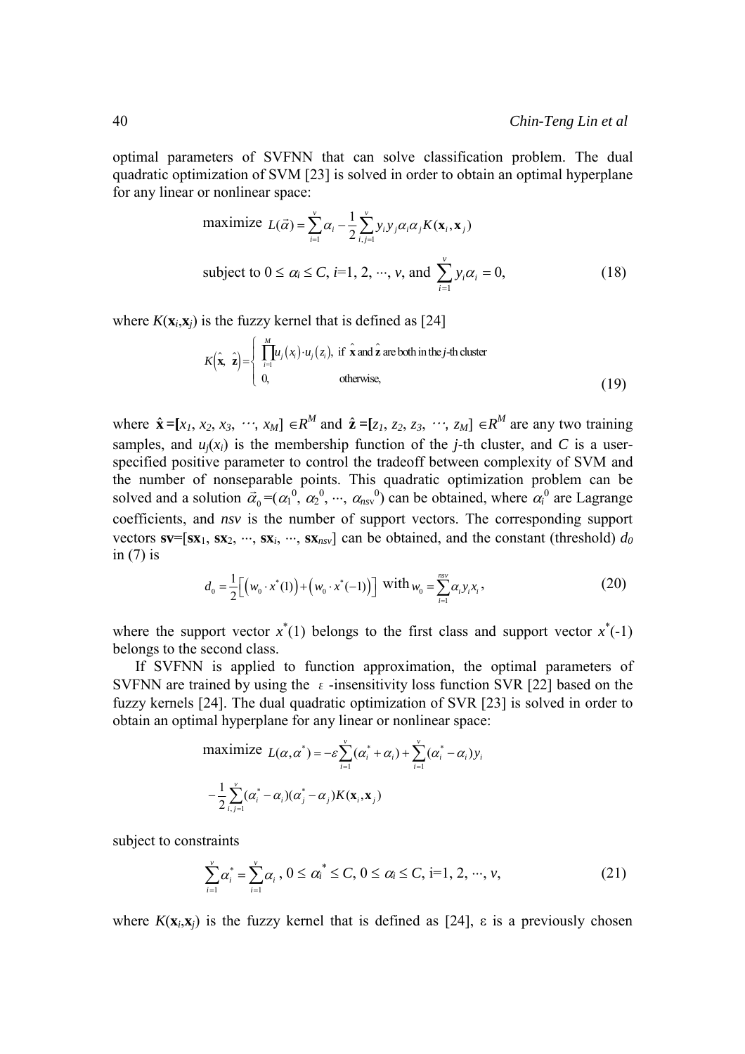optimal parameters of SVFNN that can solve classification problem. The dual quadratic optimization of SVM [23] is solved in order to obtain an optimal hyperplane for any linear or nonlinear space:

$$\text{maximize } L(\vec{\alpha}) = \sum_{i=1}^{v} \alpha_i - \frac{1}{2}\sum_{i,j=1}^{v} y_i y_j \alpha_i \alpha_j K(\mathbf{x}_i, \mathbf{x}_j)$$

$$\text{subject to } 0 \le \alpha_i \le C,\ i=1, 2, \cdots, v, \text{ and } \sum_{i=1}^{v} y_i \alpha_i = 0, \tag{18}$$

where $K(\mathbf{x}_i,\mathbf{x}_j)$ is the fuzzy kernel that is defined as [24]

$$K(\hat{\mathbf{x}},\ \hat{\mathbf{z}}) = \begin{cases} \prod_{i=1}^{M} u_j(x_i) \cdot u_j(z_i), & \text{if } \hat{\mathbf{x}} \text{ and } \hat{\mathbf{z}} \text{ are both in the } j\text{-th cluster} \\ 0, & \text{otherwise,} \end{cases} \tag{19}$$

where $\hat{\mathbf{x}} = [x_1, x_2, x_3, \cdots, x_M] \in R^M$ and $\hat{\mathbf{z}} = [z_1, z_2, z_3, \cdots, z_M] \in R^M$ are any two training samples, and $u_j(x_i)$ is the membership function of the $j$-th cluster, and $C$ is a user-specified positive parameter to control the tradeoff between complexity of SVM and the number of nonseparable points. This quadratic optimization problem can be solved and a solution $\vec{\alpha}_0 = (\alpha_1^0, \alpha_2^0, \cdots, \alpha_{nsv}^0)$ can be obtained, where $\alpha_i^0$ are Lagrange coefficients, and $nsv$ is the number of support vectors. The corresponding support vectors $\mathbf{sv} = [\mathbf{sx}_1, \mathbf{sx}_2, \cdots, \mathbf{sx}_i, \cdots, \mathbf{sx}_{nsv}]$ can be obtained, and the constant (threshold) $d_0$ in (7) is

$$d_0 = \frac{1}{2}\left[\left(w_0 \cdot x^*(1)\right) + \left(w_0 \cdot x^*(-1)\right)\right] \text{ with } w_0 = \sum_{i=1}^{nsv} \alpha_i y_i x_i, \tag{20}$$

where the support vector $x^*(1)$ belongs to the first class and support vector $x^*(-1)$ belongs to the second class.

If SVFNN is applied to function approximation, the optimal parameters of SVFNN are trained by using the $\varepsilon$-insensitivity loss function SVR [22] based on the fuzzy kernels [24]. The dual quadratic optimization of SVR [23] is solved in order to obtain an optimal hyperplane for any linear or nonlinear space:

$$\text{maximize } L(\alpha, \alpha^*) = -\varepsilon \sum_{i=1}^{v} (\alpha_i^* + \alpha_i) + \sum_{i=1}^{v} (\alpha_i^* - \alpha_i) y_i$$

$$-\frac{1}{2}\sum_{i,j=1}^{v} (\alpha_i^* - \alpha_i)(\alpha_j^* - \alpha_j) K(\mathbf{x}_i, \mathbf{x}_j)$$

subject to constraints

$$\sum_{i=1}^{v} \alpha_i^* = \sum_{i=1}^{v} \alpha_i,\ 0 \le \alpha_i^* \le C,\ 0 \le \alpha_i \le C,\ \text{i}=1, 2, \cdots, v, \tag{21}$$

where $K(\mathbf{x}_i,\mathbf{x}_j)$ is the fuzzy kernel that is defined as [24], $\varepsilon$ is a previously chosen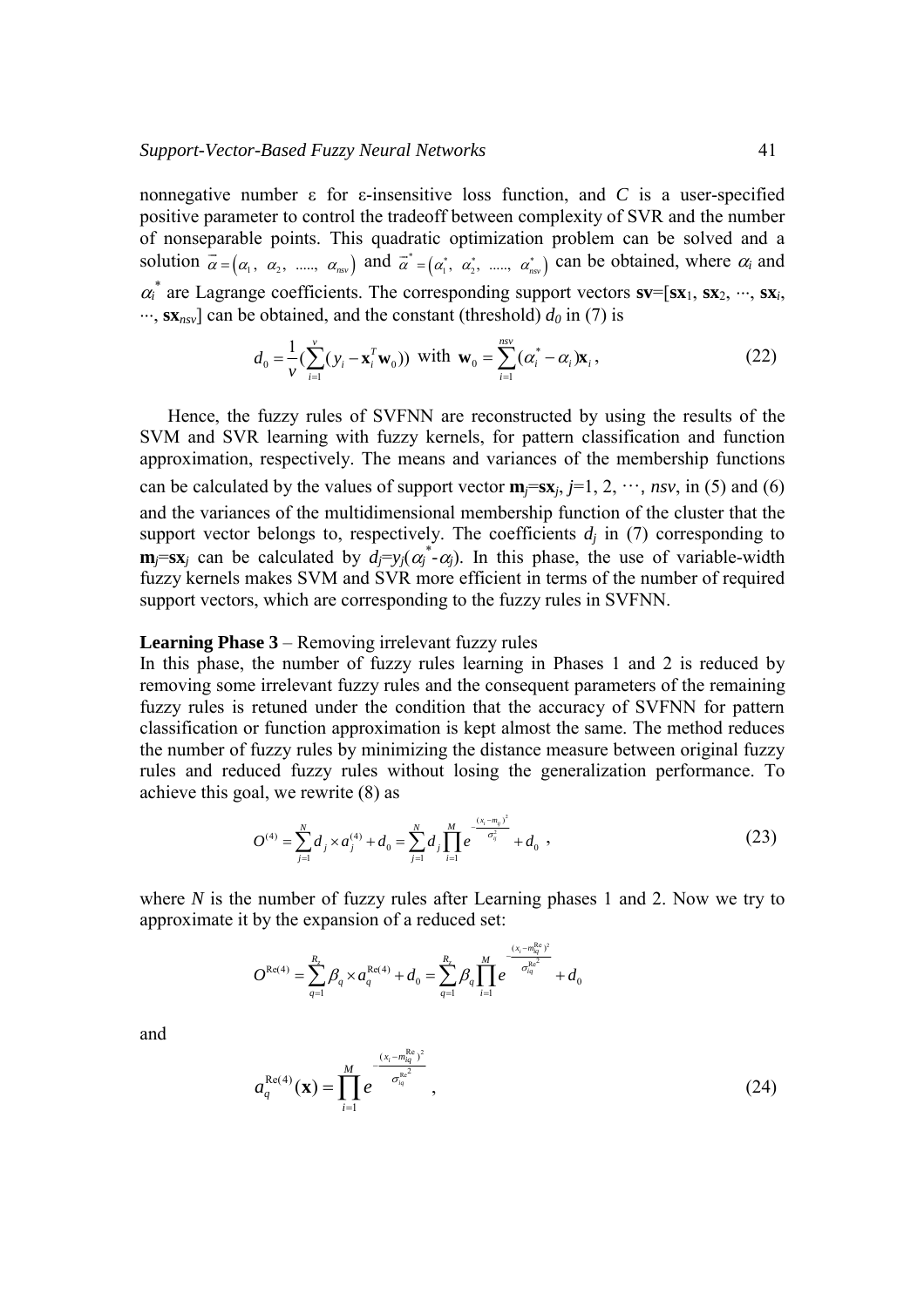nonnegative number ε for ε-insensitive loss function, and $C$ is a user-specified positive parameter to control the tradeoff between complexity of SVR and the number of nonseparable points. This quadratic optimization problem can be solved and a solution $\vec{\alpha} = (\alpha_1, \ \alpha_2, \ ....., \ \alpha_{nsv})$ and $\vec{\alpha}^* = (\alpha_1^*, \ \alpha_2^*, \ ....., \ \alpha_{nsv}^*)$ can be obtained, where $\alpha_i$ and $\alpha_i^*$ are Lagrange coefficients. The corresponding support vectors $\mathbf{sv}=[\mathbf{sx}_1, \mathbf{sx}_2, \cdots, \mathbf{sx}_i, \cdots, \mathbf{sx}_{nsv}]$ can be obtained, and the constant (threshold) $d_0$ in (7) is

$$d_0 = \frac{1}{v}\left(\sum_{i=1}^{v}(y_i - \mathbf{x}_i^T \mathbf{w}_0)\right) \text{ with } \mathbf{w}_0 = \sum_{i=1}^{nsv}(\alpha_i^* - \alpha_i)\mathbf{x}_i, \tag{22}$$

Hence, the fuzzy rules of SVFNN are reconstructed by using the results of the SVM and SVR learning with fuzzy kernels, for pattern classification and function approximation, respectively. The means and variances of the membership functions can be calculated by the values of support vector $\mathbf{m}_j=\mathbf{sx}_j$, $j$=1, 2, ⋯, $nsv$, in (5) and (6) and the variances of the multidimensional membership function of the cluster that the support vector belongs to, respectively. The coefficients $d_j$ in (7) corresponding to $\mathbf{m}_j=\mathbf{sx}_j$ can be calculated by $d_j=y_j(\alpha_j^*-\alpha_j)$. In this phase, the use of variable-width fuzzy kernels makes SVM and SVR more efficient in terms of the number of required support vectors, which are corresponding to the fuzzy rules in SVFNN.

**Learning Phase 3** – Removing irrelevant fuzzy rules

In this phase, the number of fuzzy rules learning in Phases 1 and 2 is reduced by removing some irrelevant fuzzy rules and the consequent parameters of the remaining fuzzy rules is retuned under the condition that the accuracy of SVFNN for pattern classification or function approximation is kept almost the same. The method reduces the number of fuzzy rules by minimizing the distance measure between original fuzzy rules and reduced fuzzy rules without losing the generalization performance. To achieve this goal, we rewrite (8) as

$$O^{(4)} = \sum_{j=1}^{N} d_j \times a_j^{(4)} + d_0 = \sum_{j=1}^{N} d_j \prod_{i=1}^{M} e^{-\frac{(x_i - m_{ij})^2}{\sigma_{ij}^2}} + d_0 \ , \tag{23}$$

where $N$ is the number of fuzzy rules after Learning phases 1 and 2. Now we try to approximate it by the expansion of a reduced set:

$$O^{\mathrm{Re}(4)} = \sum_{q=1}^{R_z} \beta_q \times a_q^{\mathrm{Re}(4)} + d_0 = \sum_{q=1}^{R_z} \beta_q \prod_{i=1}^{M} e^{-\frac{(x_i - m_{iq}^{\mathrm{Re}})^2}{\sigma_{iq}^{\mathrm{Re}^2}}} + d_0$$

and

$$a_q^{\mathrm{Re}(4)}(\mathbf{x}) = \prod_{i=1}^{M} e^{-\frac{(x_i - m_{iq}^{\mathrm{Re}})^2}{\sigma_{iq}^{\mathrm{Re}^2}}} \ , \tag{24}$$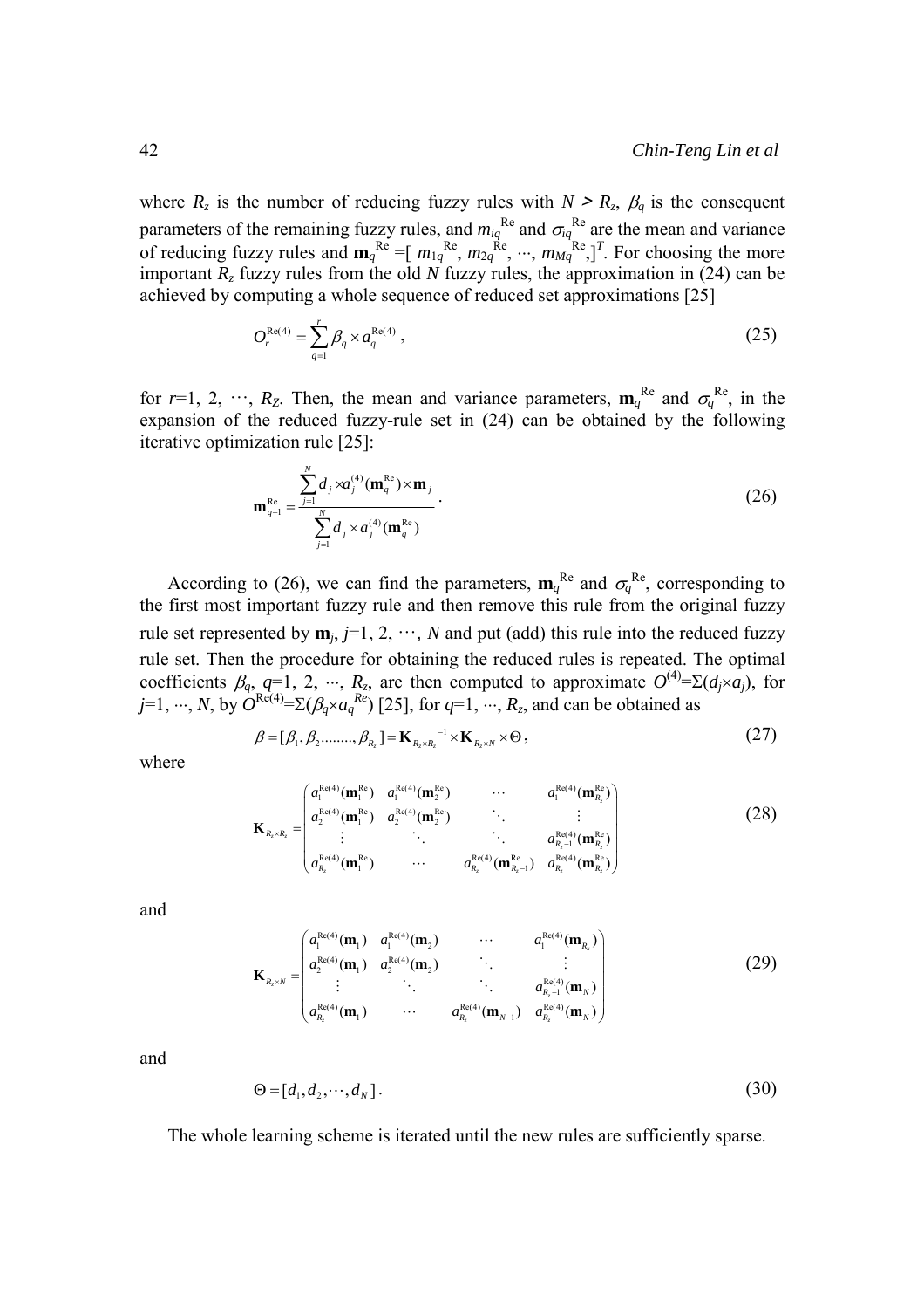where $R_z$ is the number of reducing fuzzy rules with $N > R_z$, $\beta_q$ is the consequent parameters of the remaining fuzzy rules, and $m_{iq}^{\mathrm{Re}}$ and $\sigma_{iq}^{\mathrm{Re}}$ are the mean and variance of reducing fuzzy rules and $\mathbf{m}_q^{\mathrm{Re}} = [\, m_{1q}^{\mathrm{Re}}, m_{2q}^{\mathrm{Re}}, \cdots, m_{Mq}^{\mathrm{Re}},]^T$. For choosing the more important $R_z$ fuzzy rules from the old $N$ fuzzy rules, the approximation in (24) can be achieved by computing a whole sequence of reduced set approximations [25]

$$O_r^{\mathrm{Re}(4)} = \sum_{q=1}^{r} \beta_q \times a_q^{\mathrm{Re}(4)}, \tag{25}$$

for $r$=1, 2, $\cdots$, $R_Z$. Then, the mean and variance parameters, $\mathbf{m}_q^{\mathrm{Re}}$ and $\sigma_q^{\mathrm{Re}}$, in the expansion of the reduced fuzzy-rule set in (24) can be obtained by the following iterative optimization rule [25]:

$$\mathbf{m}_{q+1}^{\mathrm{Re}} = \frac{\sum_{j=1}^{N} d_j \times a_j^{(4)}(\mathbf{m}_q^{\mathrm{Re}}) \times \mathbf{m}_j}{\sum_{j=1}^{N} d_j \times a_j^{(4)}(\mathbf{m}_q^{\mathrm{Re}})}. \tag{26}$$

According to (26), we can find the parameters, $\mathbf{m}_q^{\mathrm{Re}}$ and $\sigma_q^{\mathrm{Re}}$, corresponding to the first most important fuzzy rule and then remove this rule from the original fuzzy rule set represented by $\mathbf{m}_j$, $j$=1, 2, $\cdots$, $N$ and put (add) this rule into the reduced fuzzy rule set. Then the procedure for obtaining the reduced rules is repeated. The optimal coefficients $\beta_q$, $q$=1, 2, $\cdots$, $R_z$, are then computed to approximate $O^{(4)} = \Sigma(d_j \times a_j)$, for $j$=1, $\cdots$, $N$, by $O^{\mathrm{Re}(4)} = \Sigma(\beta_q \times a_q^{Re})$ [25], for $q$=1, $\cdots$, $R_z$, and can be obtained as

$$\beta = [\beta_1, \beta_2 ........, \beta_{R_z}] = \mathbf{K}_{R_z \times R_z}{}^{-1} \times \mathbf{K}_{R_z \times N} \times \Theta, \tag{27}$$

where

$$\mathbf{K}_{R_z \times R_z} = \begin{pmatrix} a_1^{\mathrm{Re}(4)}(\mathbf{m}_1^{\mathrm{Re}}) & a_1^{\mathrm{Re}(4)}(\mathbf{m}_2^{\mathrm{Re}}) & \cdots & a_1^{\mathrm{Re}(4)}(\mathbf{m}_{R_z}^{\mathrm{Re}}) \\ a_2^{\mathrm{Re}(4)}(\mathbf{m}_1^{\mathrm{Re}}) & a_2^{\mathrm{Re}(4)}(\mathbf{m}_2^{\mathrm{Re}}) & \ddots & \vdots \\ \vdots & \ddots & \ddots & a_{R_z-1}^{\mathrm{Re}(4)}(\mathbf{m}_{R_z}^{\mathrm{Re}}) \\ a_{R_z}^{\mathrm{Re}(4)}(\mathbf{m}_1^{\mathrm{Re}}) & \cdots & a_{R_z}^{\mathrm{Re}(4)}(\mathbf{m}_{R_z-1}^{\mathrm{Re}}) & a_{R_z}^{\mathrm{Re}(4)}(\mathbf{m}_{R_z}^{\mathrm{Re}}) \end{pmatrix} \tag{28}$$

and

$$\mathbf{K}_{R_z \times N} = \begin{pmatrix} a_1^{\mathrm{Re}(4)}(\mathbf{m}_1) & a_1^{\mathrm{Re}(4)}(\mathbf{m}_2) & \cdots & a_1^{\mathrm{Re}(4)}(\mathbf{m}_{R_z}) \\ a_2^{\mathrm{Re}(4)}(\mathbf{m}_1) & a_2^{\mathrm{Re}(4)}(\mathbf{m}_2) & \ddots & \vdots \\ \vdots & \ddots & \ddots & a_{R_z-1}^{\mathrm{Re}(4)}(\mathbf{m}_N) \\ a_{R_z}^{\mathrm{Re}(4)}(\mathbf{m}_1) & \cdots & a_{R_z}^{\mathrm{Re}(4)}(\mathbf{m}_{N-1}) & a_{R_z}^{\mathrm{Re}(4)}(\mathbf{m}_N) \end{pmatrix} \tag{29}$$

and

$$\Theta = [d_1, d_2, \cdots, d_N]. \tag{30}$$

The whole learning scheme is iterated until the new rules are sufficiently sparse.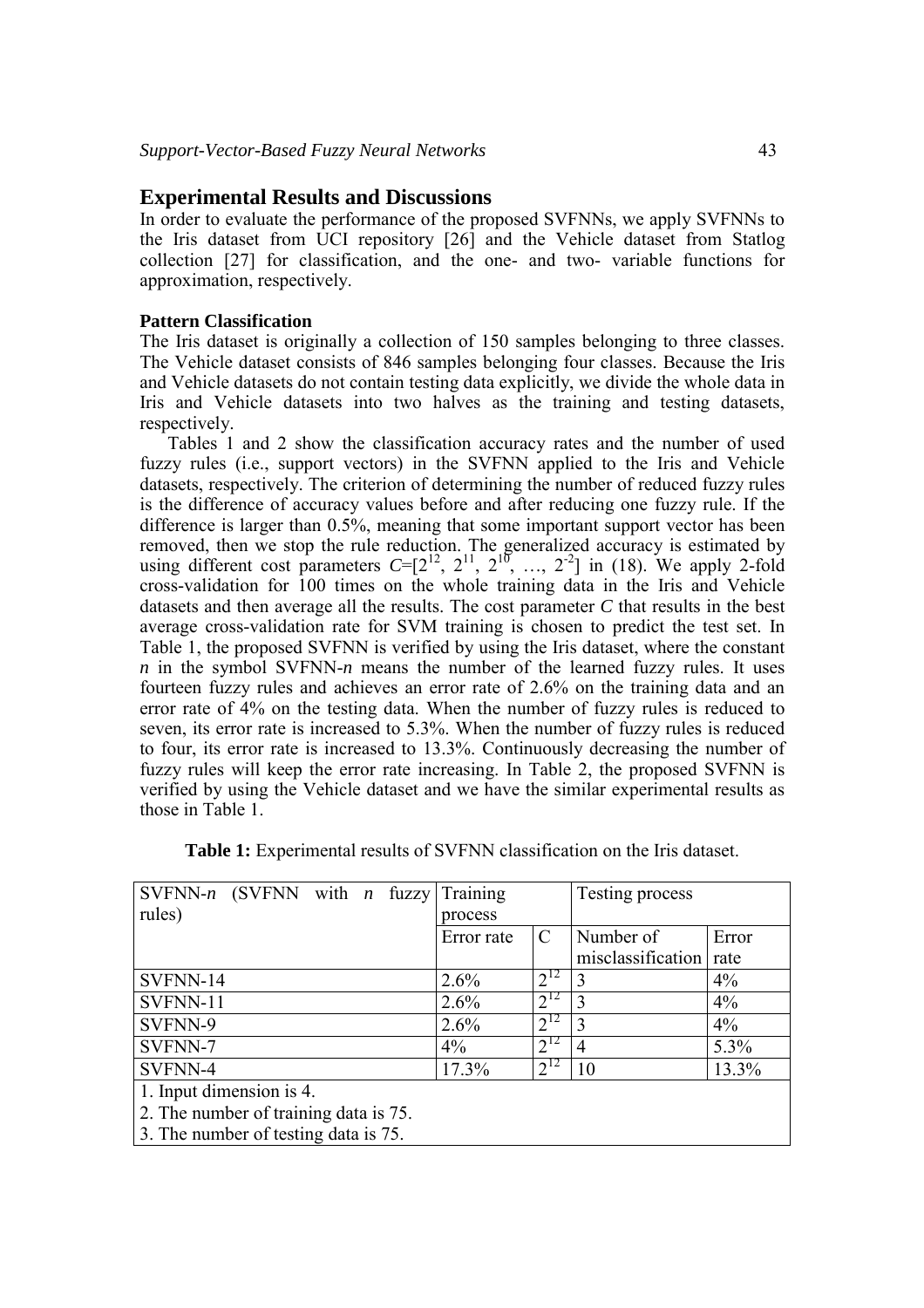## Experimental Results and Discussions

In order to evaluate the performance of the proposed SVFNNs, we apply SVFNNs to the Iris dataset from UCI repository [26] and the Vehicle dataset from Statlog collection [27] for classification, and the one- and two- variable functions for approximation, respectively.

### Pattern Classification

The Iris dataset is originally a collection of 150 samples belonging to three classes. The Vehicle dataset consists of 846 samples belonging four classes. Because the Iris and Vehicle datasets do not contain testing data explicitly, we divide the whole data in Iris and Vehicle datasets into two halves as the training and testing datasets, respectively.

Tables 1 and 2 show the classification accuracy rates and the number of used fuzzy rules (i.e., support vectors) in the SVFNN applied to the Iris and Vehicle datasets, respectively. The criterion of determining the number of reduced fuzzy rules is the difference of accuracy values before and after reducing one fuzzy rule. If the difference is larger than 0.5%, meaning that some important support vector has been removed, then we stop the rule reduction. The generalized accuracy is estimated by using different cost parameters $C=[2^{12}, 2^{11}, 2^{10}, \ldots, 2^{-2}]$ in (18). We apply 2-fold cross-validation for 100 times on the whole training data in the Iris and Vehicle datasets and then average all the results. The cost parameter $C$ that results in the best average cross-validation rate for SVM training is chosen to predict the test set. In Table 1, the proposed SVFNN is verified by using the Iris dataset, where the constant $n$ in the symbol SVFNN-$n$ means the number of the learned fuzzy rules. It uses fourteen fuzzy rules and achieves an error rate of 2.6% on the training data and an error rate of 4% on the testing data. When the number of fuzzy rules is reduced to seven, its error rate is increased to 5.3%. When the number of fuzzy rules is reduced to four, its error rate is increased to 13.3%. Continuously decreasing the number of fuzzy rules will keep the error rate increasing. In Table 2, the proposed SVFNN is verified by using the Vehicle dataset and we have the similar experimental results as those in Table 1.

**Table 1:** Experimental results of SVFNN classification on the Iris dataset.

| SVFNN-*n* (SVFNN with *n* fuzzy rules) | Training process | | Testing process | |
|---|---|---|---|---|
| | Error rate | C | Number of misclassification | Error rate |
| SVFNN-14 | 2.6% | $2^{12}$ | 3 | 4% |
| SVFNN-11 | 2.6% | $2^{12}$ | 3 | 4% |
| SVFNN-9 | 2.6% | $2^{12}$ | 3 | 4% |
| SVFNN-7 | 4% | $2^{12}$ | 4 | 5.3% |
| SVFNN-4 | 17.3% | $2^{12}$ | 10 | 13.3% |

1. Input dimension is 4.
2. The number of training data is 75.
3. The number of testing data is 75.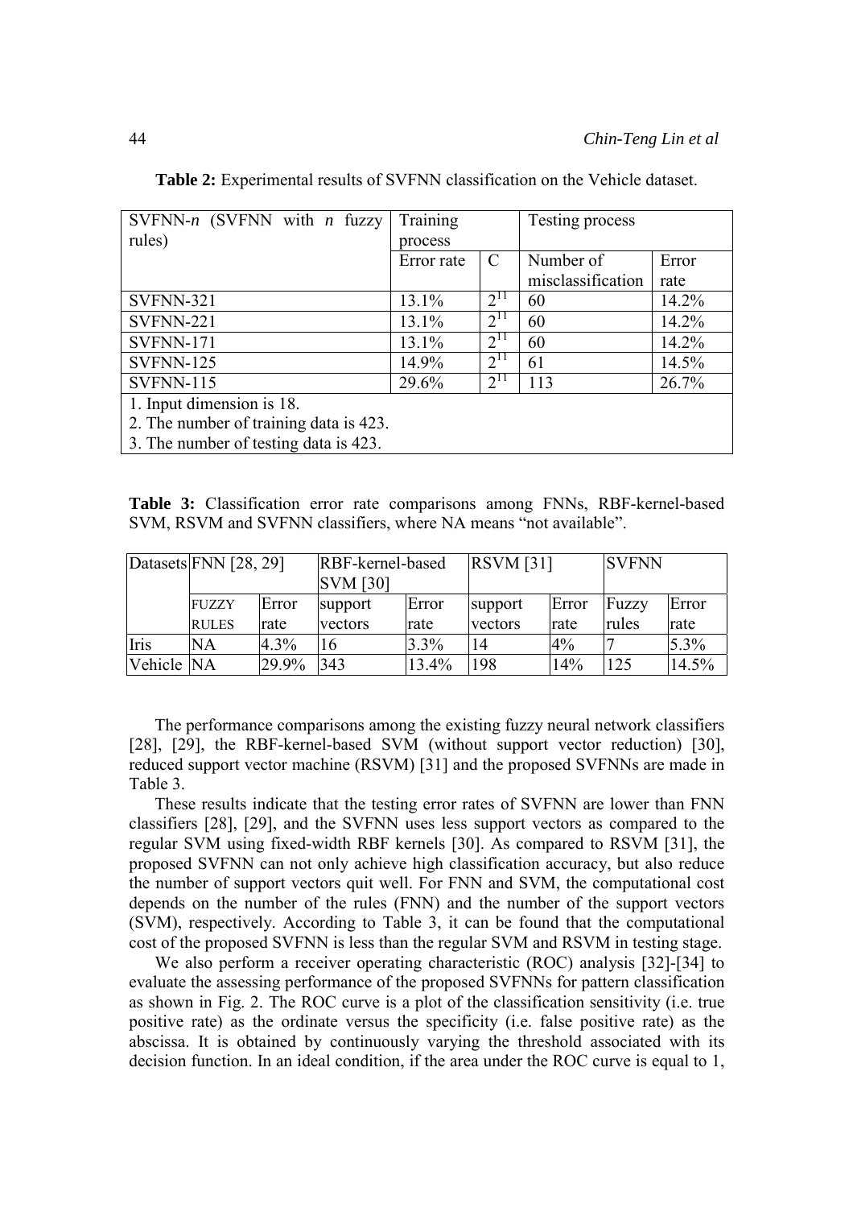**Table 2:** Experimental results of SVFNN classification on the Vehicle dataset.

| SVFNN-*n* (SVFNN with *n* fuzzy rules) | Training process | | Testing process | |
|---|---|---|---|---|
| | Error rate | C | Number of misclassification | Error rate |
| SVFNN-321 | 13.1% | $2^{11}$ | 60 | 14.2% |
| SVFNN-221 | 13.1% | $2^{11}$ | 60 | 14.2% |
| SVFNN-171 | 13.1% | $2^{11}$ | 60 | 14.2% |
| SVFNN-125 | 14.9% | $2^{11}$ | 61 | 14.5% |
| SVFNN-115 | 29.6% | $2^{11}$ | 113 | 26.7% |
| 1. Input dimension is 18. | | | | |
| 2. The number of training data is 423. | | | | |
| 3. The number of testing data is 423. | | | | |

**Table 3:** Classification error rate comparisons among FNNs, RBF-kernel-based SVM, RSVM and SVFNN classifiers, where NA means "not available".

| Datasets | FNN [28, 29] | | RBF-kernel-based SVM [30] | | RSVM [31] | | SVFNN | |
|---|---|---|---|---|---|---|---|---|
| | FUZZY RULES | Error rate | support vectors | Error rate | support vectors | Error rate | Fuzzy rules | Error rate |
| Iris | NA | 4.3% | 16 | 3.3% | 14 | 4% | 7 | 5.3% |
| Vehicle | NA | 29.9% | 343 | 13.4% | 198 | 14% | 125 | 14.5% |

The performance comparisons among the existing fuzzy neural network classifiers [28], [29], the RBF-kernel-based SVM (without support vector reduction) [30], reduced support vector machine (RSVM) [31] and the proposed SVFNNs are made in Table 3.

These results indicate that the testing error rates of SVFNN are lower than FNN classifiers [28], [29], and the SVFNN uses less support vectors as compared to the regular SVM using fixed-width RBF kernels [30]. As compared to RSVM [31], the proposed SVFNN can not only achieve high classification accuracy, but also reduce the number of support vectors quit well. For FNN and SVM, the computational cost depends on the number of the rules (FNN) and the number of the support vectors (SVM), respectively. According to Table 3, it can be found that the computational cost of the proposed SVFNN is less than the regular SVM and RSVM in testing stage.

We also perform a receiver operating characteristic (ROC) analysis [32]-[34] to evaluate the assessing performance of the proposed SVFNNs for pattern classification as shown in Fig. 2. The ROC curve is a plot of the classification sensitivity (i.e. true positive rate) as the ordinate versus the specificity (i.e. false positive rate) as the abscissa. It is obtained by continuously varying the threshold associated with its decision function. In an ideal condition, if the area under the ROC curve is equal to 1,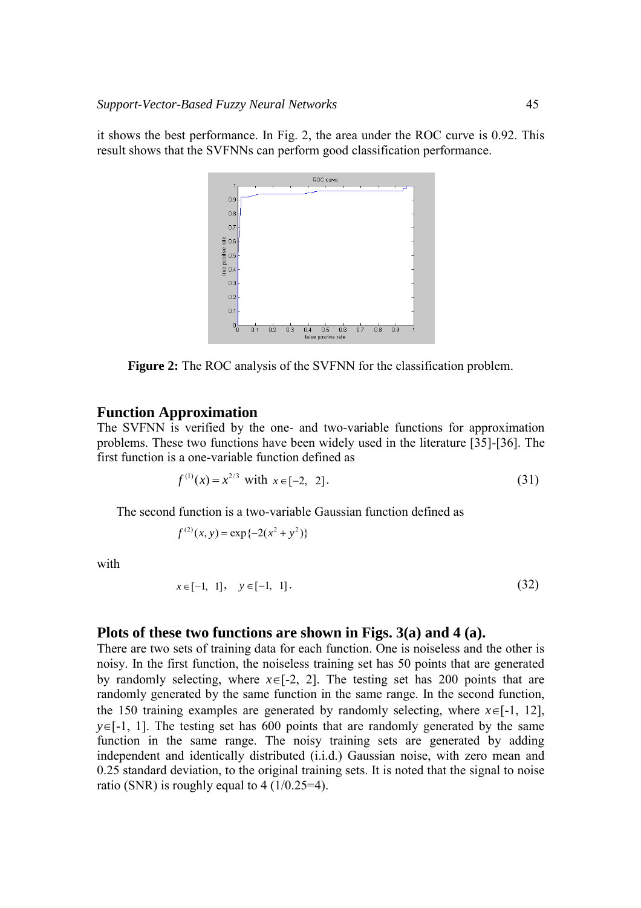it shows the best performance. In Fig. 2, the area under the ROC curve is 0.92. This result shows that the SVFNNs can perform good classification performance.

**Figure 2:** The ROC analysis of the SVFNN for the classification problem.

## Function Approximation

The SVFNN is verified by the one- and two-variable functions for approximation problems. These two functions have been widely used in the literature [35]-[36]. The first function is a one-variable function defined as

$$f^{(1)}(x) = x^{2/3} \text{ with } x \in [-2,\ 2]. \tag{31}$$

The second function is a two-variable Gaussian function defined as

$$f^{(2)}(x, y) = \exp\{-2(x^2 + y^2)\}$$

with

$$x \in [-1,\ 1], \quad y \in [-1,\ 1]. \tag{32}$$

## Plots of these two functions are shown in Figs. 3(a) and 4 (a).

There are two sets of training data for each function. One is noiseless and the other is noisy. In the first function, the noiseless training set has 50 points that are generated by randomly selecting, where $x \in [-2, 2]$. The testing set has 200 points that are randomly generated by the same function in the same range. In the second function, the 150 training examples are generated by randomly selecting, where $x \in [-1, 12]$, $y \in [-1, 1]$. The testing set has 600 points that are randomly generated by the same function in the same range. The noisy training sets are generated by adding independent and identically distributed (i.i.d.) Gaussian noise, with zero mean and 0.25 standard deviation, to the original training sets. It is noted that the signal to noise ratio (SNR) is roughly equal to 4 (1/0.25=4).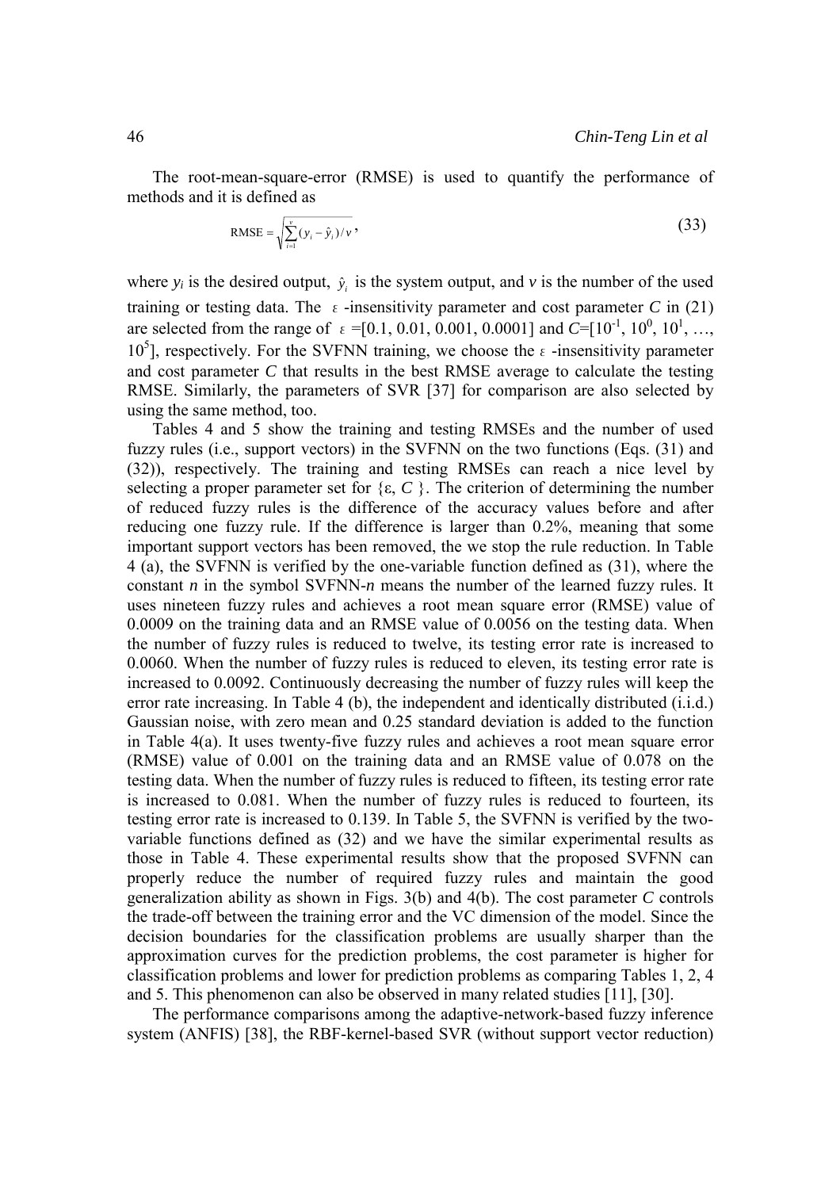The root-mean-square-error (RMSE) is used to quantify the performance of methods and it is defined as

$$\text{RMSE} = \sqrt{\sum_{i=1}^{v} (y_i - \hat{y}_i)/v}\,, \tag{33}$$

where $y_i$ is the desired output, $\hat{y}_i$ is the system output, and $v$ is the number of the used training or testing data. The $\varepsilon$ -insensitivity parameter and cost parameter $C$ in (21) are selected from the range of $\varepsilon$ =[0.1, 0.01, 0.001, 0.0001] and $C$=[$10^{-1}$, $10^{0}$, $10^{1}$, …, $10^{5}$], respectively. For the SVFNN training, we choose the $\varepsilon$ -insensitivity parameter and cost parameter $C$ that results in the best RMSE average to calculate the testing RMSE. Similarly, the parameters of SVR [37] for comparison are also selected by using the same method, too.

Tables 4 and 5 show the training and testing RMSEs and the number of used fuzzy rules (i.e., support vectors) in the SVFNN on the two functions (Eqs. (31) and (32)), respectively. The training and testing RMSEs can reach a nice level by selecting a proper parameter set for {ε, $C$ }. The criterion of determining the number of reduced fuzzy rules is the difference of the accuracy values before and after reducing one fuzzy rule. If the difference is larger than 0.2%, meaning that some important support vectors has been removed, the we stop the rule reduction. In Table 4 (a), the SVFNN is verified by the one-variable function defined as (31), where the constant $n$ in the symbol SVFNN-$n$ means the number of the learned fuzzy rules. It uses nineteen fuzzy rules and achieves a root mean square error (RMSE) value of 0.0009 on the training data and an RMSE value of 0.0056 on the testing data. When the number of fuzzy rules is reduced to twelve, its testing error rate is increased to 0.0060. When the number of fuzzy rules is reduced to eleven, its testing error rate is increased to 0.0092. Continuously decreasing the number of fuzzy rules will keep the error rate increasing. In Table 4 (b), the independent and identically distributed (i.i.d.) Gaussian noise, with zero mean and 0.25 standard deviation is added to the function in Table 4(a). It uses twenty-five fuzzy rules and achieves a root mean square error (RMSE) value of 0.001 on the training data and an RMSE value of 0.078 on the testing data. When the number of fuzzy rules is reduced to fifteen, its testing error rate is increased to 0.081. When the number of fuzzy rules is reduced to fourteen, its testing error rate is increased to 0.139. In Table 5, the SVFNN is verified by the two-variable functions defined as (32) and we have the similar experimental results as those in Table 4. These experimental results show that the proposed SVFNN can properly reduce the number of required fuzzy rules and maintain the good generalization ability as shown in Figs. 3(b) and 4(b). The cost parameter $C$ controls the trade-off between the training error and the VC dimension of the model. Since the decision boundaries for the classification problems are usually sharper than the approximation curves for the prediction problems, the cost parameter is higher for classification problems and lower for prediction problems as comparing Tables 1, 2, 4 and 5. This phenomenon can also be observed in many related studies [11], [30].

The performance comparisons among the adaptive-network-based fuzzy inference system (ANFIS) [38], the RBF-kernel-based SVR (without support vector reduction)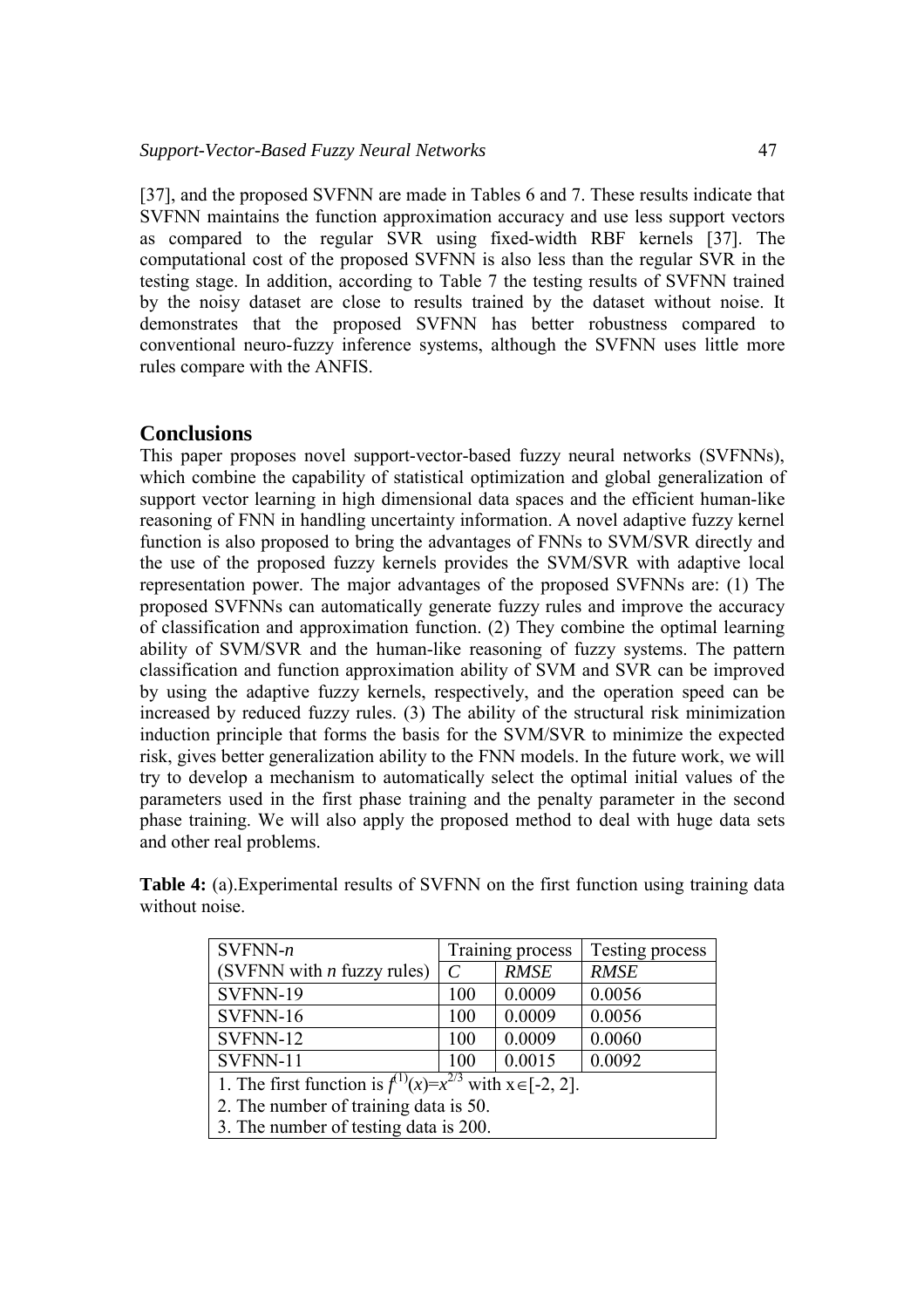[37], and the proposed SVFNN are made in Tables 6 and 7. These results indicate that SVFNN maintains the function approximation accuracy and use less support vectors as compared to the regular SVR using fixed-width RBF kernels [37]. The computational cost of the proposed SVFNN is also less than the regular SVR in the testing stage. In addition, according to Table 7 the testing results of SVFNN trained by the noisy dataset are close to results trained by the dataset without noise. It demonstrates that the proposed SVFNN has better robustness compared to conventional neuro-fuzzy inference systems, although the SVFNN uses little more rules compare with the ANFIS.

## Conclusions

This paper proposes novel support-vector-based fuzzy neural networks (SVFNNs), which combine the capability of statistical optimization and global generalization of support vector learning in high dimensional data spaces and the efficient human-like reasoning of FNN in handling uncertainty information. A novel adaptive fuzzy kernel function is also proposed to bring the advantages of FNNs to SVM/SVR directly and the use of the proposed fuzzy kernels provides the SVM/SVR with adaptive local representation power. The major advantages of the proposed SVFNNs are: (1) The proposed SVFNNs can automatically generate fuzzy rules and improve the accuracy of classification and approximation function. (2) They combine the optimal learning ability of SVM/SVR and the human-like reasoning of fuzzy systems. The pattern classification and function approximation ability of SVM and SVR can be improved by using the adaptive fuzzy kernels, respectively, and the operation speed can be increased by reduced fuzzy rules. (3) The ability of the structural risk minimization induction principle that forms the basis for the SVM/SVR to minimize the expected risk, gives better generalization ability to the FNN models. In the future work, we will try to develop a mechanism to automatically select the optimal initial values of the parameters used in the first phase training and the penalty parameter in the second phase training. We will also apply the proposed method to deal with huge data sets and other real problems.

**Table 4:** (a).Experimental results of SVFNN on the first function using training data without noise.

| SVFNN-*n* | Training process | | Testing process |
|---|---|---|---|
| (SVFNN with *n* fuzzy rules) | *C* | *RMSE* | *RMSE* |
| SVFNN-19 | 100 | 0.0009 | 0.0056 |
| SVFNN-16 | 100 | 0.0009 | 0.0056 |
| SVFNN-12 | 100 | 0.0009 | 0.0060 |
| SVFNN-11 | 100 | 0.0015 | 0.0092 |
| 1. The first function is $f^{(1)}(x)=x^{2/3}$ with $x\in[-2, 2]$. | | | |
| 2. The number of training data is 50. | | | |
| 3. The number of testing data is 200. | | | |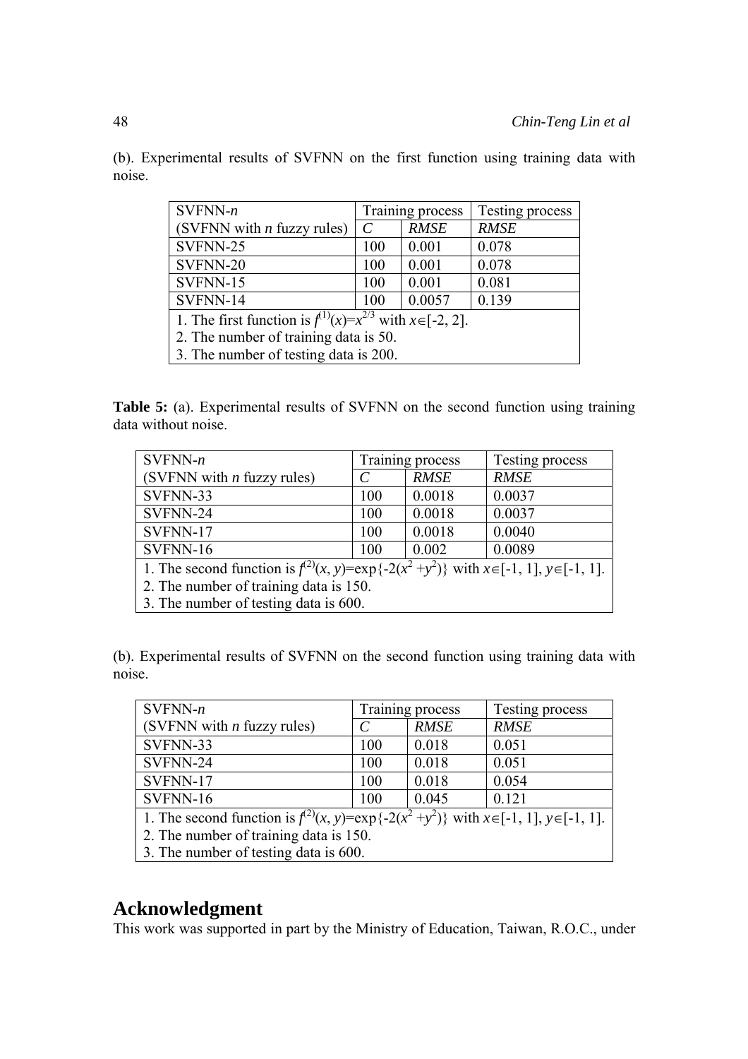(b). Experimental results of SVFNN on the first function using training data with noise.

| SVFNN-$n$ | Training process | | Testing process |
|---|---|---|---|
| (SVFNN with $n$ fuzzy rules) | $C$ | *RMSE* | *RMSE* |
| SVFNN-25 | 100 | 0.001 | 0.078 |
| SVFNN-20 | 100 | 0.001 | 0.078 |
| SVFNN-15 | 100 | 0.001 | 0.081 |
| SVFNN-14 | 100 | 0.0057 | 0.139 |
| 1. The first function is $f^{(1)}(x)=x^{2/3}$ with $x\in[-2, 2]$. 2. The number of training data is 50. 3. The number of testing data is 200. | | | |

**Table 5:** (a). Experimental results of SVFNN on the second function using training data without noise.

| SVFNN-$n$ | Training process | | Testing process |
|---|---|---|---|
| (SVFNN with $n$ fuzzy rules) | $C$ | *RMSE* | *RMSE* |
| SVFNN-33 | 100 | 0.0018 | 0.0037 |
| SVFNN-24 | 100 | 0.0018 | 0.0037 |
| SVFNN-17 | 100 | 0.0018 | 0.0040 |
| SVFNN-16 | 100 | 0.002 | 0.0089 |
| 1. The second function is $f^{(2)}(x, y)=\exp\{-2(x^2+y^2)\}$ with $x\in[-1, 1]$, $y\in[-1, 1]$. 2. The number of training data is 150. 3. The number of testing data is 600. | | | |

(b). Experimental results of SVFNN on the second function using training data with noise.

| SVFNN-$n$ | Training process | | Testing process |
|---|---|---|---|
| (SVFNN with $n$ fuzzy rules) | $C$ | *RMSE* | *RMSE* |
| SVFNN-33 | 100 | 0.018 | 0.051 |
| SVFNN-24 | 100 | 0.018 | 0.051 |
| SVFNN-17 | 100 | 0.018 | 0.054 |
| SVFNN-16 | 100 | 0.045 | 0.121 |
| 1. The second function is $f^{(2)}(x, y)=\exp\{-2(x^2+y^2)\}$ with $x\in[-1, 1]$, $y\in[-1, 1]$. 2. The number of training data is 150. 3. The number of testing data is 600. | | | |

## Acknowledgment

This work was supported in part by the Ministry of Education, Taiwan, R.O.C., under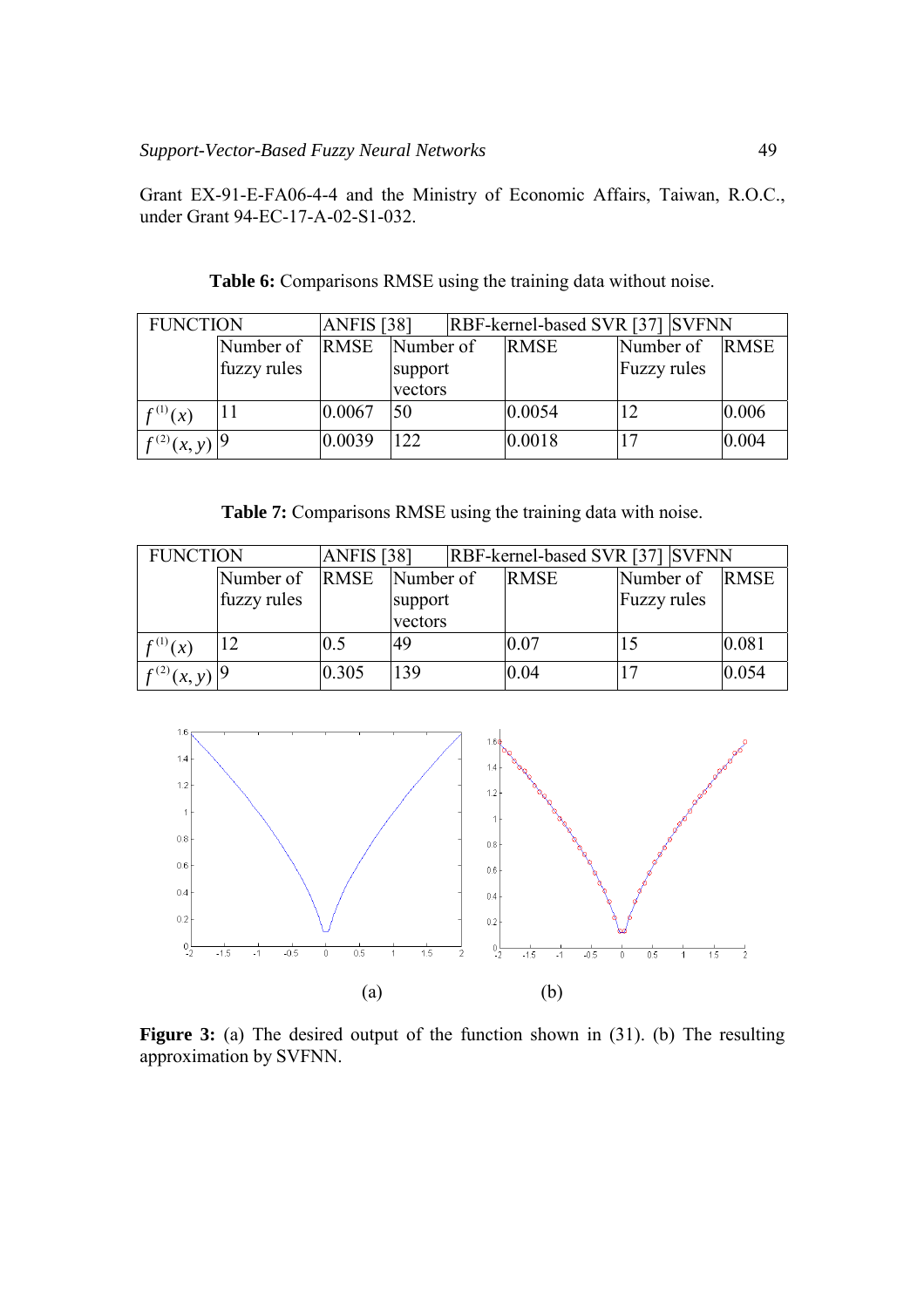Grant EX-91-E-FA06-4-4 and the Ministry of Economic Affairs, Taiwan, R.O.C., under Grant 94-EC-17-A-02-S1-032.

**Table 6:** Comparisons RMSE using the training data without noise.

| FUNCTION | ANFIS [38] | | RBF-kernel-based SVR [37] | | SVFNN | |
|---|---|---|---|---|---|---|
| | Number of fuzzy rules | RMSE | Number of support vectors | RMSE | Number of Fuzzy rules | RMSE |
| $f^{(1)}(x)$ | 11 | 0.0067 | 50 | 0.0054 | 12 | 0.006 |
| $f^{(2)}(x,y)$ | 9 | 0.0039 | 122 | 0.0018 | 17 | 0.004 |

**Table 7:** Comparisons RMSE using the training data with noise.

| FUNCTION | ANFIS [38] | | RBF-kernel-based SVR [37] | | SVFNN | |
|---|---|---|---|---|---|---|
| | Number of fuzzy rules | RMSE | Number of support vectors | RMSE | Number of Fuzzy rules | RMSE |
| $f^{(1)}(x)$ | 12 | 0.5 | 49 | 0.07 | 15 | 0.081 |
| $f^{(2)}(x,y)$ | 9 | 0.305 | 139 | 0.04 | 17 | 0.054 |

(a) (b)

**Figure 3:** (a) The desired output of the function shown in (31). (b) The resulting approximation by SVFNN.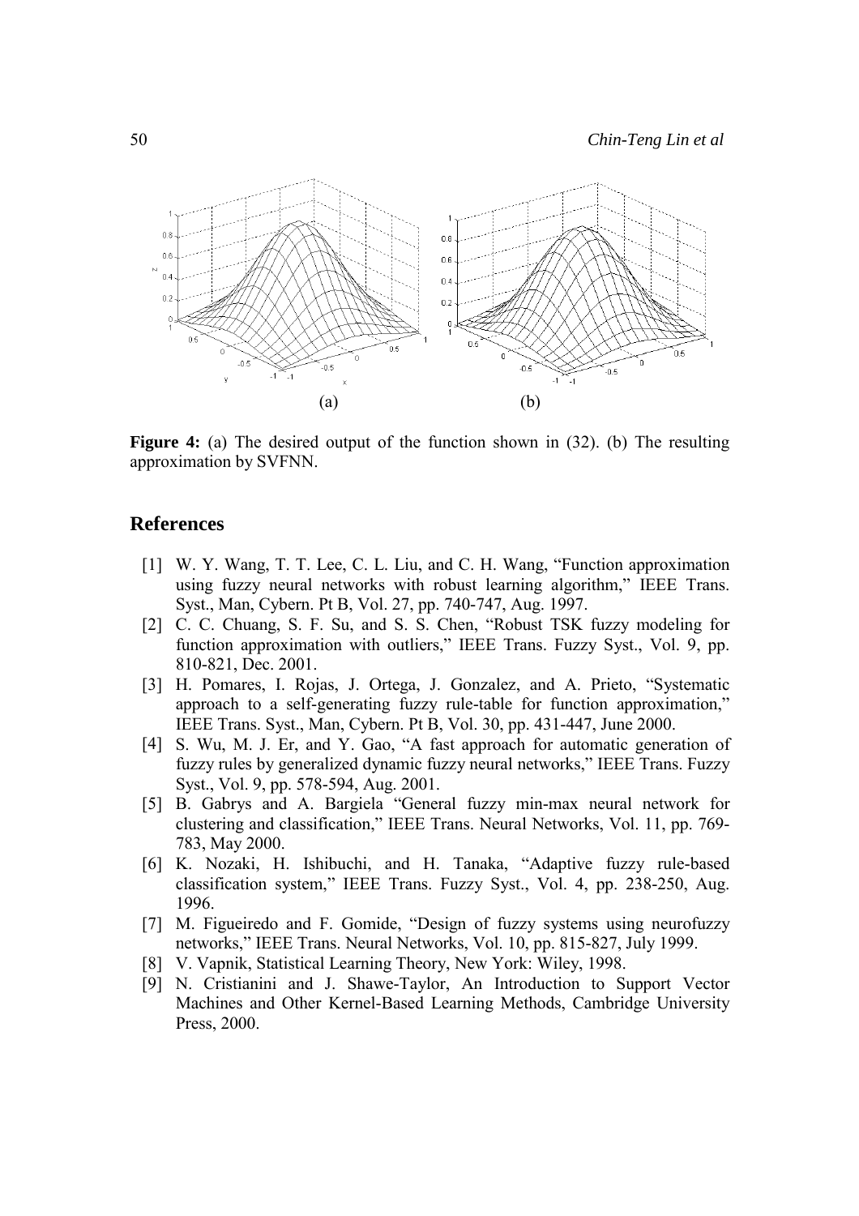(a) (b)

**Figure 4:** (a) The desired output of the function shown in (32). (b) The resulting approximation by SVFNN.

## References

[1] W. Y. Wang, T. T. Lee, C. L. Liu, and C. H. Wang, "Function approximation using fuzzy neural networks with robust learning algorithm," IEEE Trans. Syst., Man, Cybern. Pt B, Vol. 27, pp. 740-747, Aug. 1997.

[2] C. C. Chuang, S. F. Su, and S. S. Chen, "Robust TSK fuzzy modeling for function approximation with outliers," IEEE Trans. Fuzzy Syst., Vol. 9, pp. 810-821, Dec. 2001.

[3] H. Pomares, I. Rojas, J. Ortega, J. Gonzalez, and A. Prieto, "Systematic approach to a self-generating fuzzy rule-table for function approximation," IEEE Trans. Syst., Man, Cybern. Pt B, Vol. 30, pp. 431-447, June 2000.

[4] S. Wu, M. J. Er, and Y. Gao, "A fast approach for automatic generation of fuzzy rules by generalized dynamic fuzzy neural networks," IEEE Trans. Fuzzy Syst., Vol. 9, pp. 578-594, Aug. 2001.

[5] B. Gabrys and A. Bargiela "General fuzzy min-max neural network for clustering and classification," IEEE Trans. Neural Networks, Vol. 11, pp. 769-783, May 2000.

[6] K. Nozaki, H. Ishibuchi, and H. Tanaka, "Adaptive fuzzy rule-based classification system," IEEE Trans. Fuzzy Syst., Vol. 4, pp. 238-250, Aug. 1996.

[7] M. Figueiredo and F. Gomide, "Design of fuzzy systems using neurofuzzy networks," IEEE Trans. Neural Networks, Vol. 10, pp. 815-827, July 1999.

[8] V. Vapnik, Statistical Learning Theory, New York: Wiley, 1998.

[9] N. Cristianini and J. Shawe-Taylor, An Introduction to Support Vector Machines and Other Kernel-Based Learning Methods, Cambridge University Press, 2000.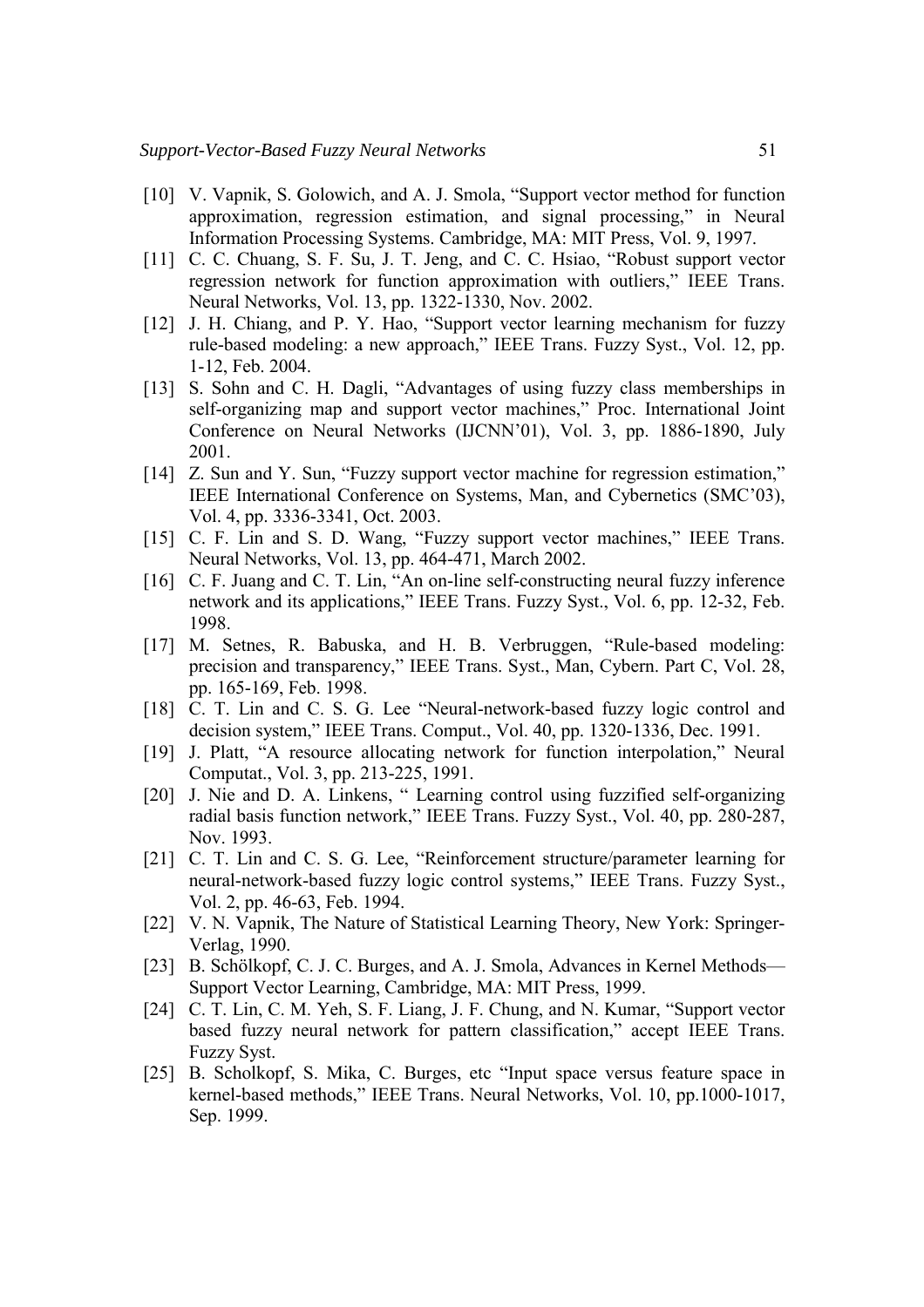[10] V. Vapnik, S. Golowich, and A. J. Smola, "Support vector method for function approximation, regression estimation, and signal processing," in Neural Information Processing Systems. Cambridge, MA: MIT Press, Vol. 9, 1997.

[11] C. C. Chuang, S. F. Su, J. T. Jeng, and C. C. Hsiao, "Robust support vector regression network for function approximation with outliers," IEEE Trans. Neural Networks, Vol. 13, pp. 1322-1330, Nov. 2002.

[12] J. H. Chiang, and P. Y. Hao, "Support vector learning mechanism for fuzzy rule-based modeling: a new approach," IEEE Trans. Fuzzy Syst., Vol. 12, pp. 1-12, Feb. 2004.

[13] S. Sohn and C. H. Dagli, "Advantages of using fuzzy class memberships in self-organizing map and support vector machines," Proc. International Joint Conference on Neural Networks (IJCNN'01), Vol. 3, pp. 1886-1890, July 2001.

[14] Z. Sun and Y. Sun, "Fuzzy support vector machine for regression estimation," IEEE International Conference on Systems, Man, and Cybernetics (SMC'03), Vol. 4, pp. 3336-3341, Oct. 2003.

[15] C. F. Lin and S. D. Wang, "Fuzzy support vector machines," IEEE Trans. Neural Networks, Vol. 13, pp. 464-471, March 2002.

[16] C. F. Juang and C. T. Lin, "An on-line self-constructing neural fuzzy inference network and its applications," IEEE Trans. Fuzzy Syst., Vol. 6, pp. 12-32, Feb. 1998.

[17] M. Setnes, R. Babuska, and H. B. Verbruggen, "Rule-based modeling: precision and transparency," IEEE Trans. Syst., Man, Cybern. Part C, Vol. 28, pp. 165-169, Feb. 1998.

[18] C. T. Lin and C. S. G. Lee "Neural-network-based fuzzy logic control and decision system," IEEE Trans. Comput., Vol. 40, pp. 1320-1336, Dec. 1991.

[19] J. Platt, "A resource allocating network for function interpolation," Neural Computat., Vol. 3, pp. 213-225, 1991.

[20] J. Nie and D. A. Linkens, " Learning control using fuzzified self-organizing radial basis function network," IEEE Trans. Fuzzy Syst., Vol. 40, pp. 280-287, Nov. 1993.

[21] C. T. Lin and C. S. G. Lee, "Reinforcement structure/parameter learning for neural-network-based fuzzy logic control systems," IEEE Trans. Fuzzy Syst., Vol. 2, pp. 46-63, Feb. 1994.

[22] V. N. Vapnik, The Nature of Statistical Learning Theory, New York: Springer-Verlag, 1990.

[23] B. Schölkopf, C. J. C. Burges, and A. J. Smola, Advances in Kernel Methods—Support Vector Learning, Cambridge, MA: MIT Press, 1999.

[24] C. T. Lin, C. M. Yeh, S. F. Liang, J. F. Chung, and N. Kumar, "Support vector based fuzzy neural network for pattern classification," accept IEEE Trans. Fuzzy Syst.

[25] B. Scholkopf, S. Mika, C. Burges, etc "Input space versus feature space in kernel-based methods," IEEE Trans. Neural Networks, Vol. 10, pp.1000-1017, Sep. 1999.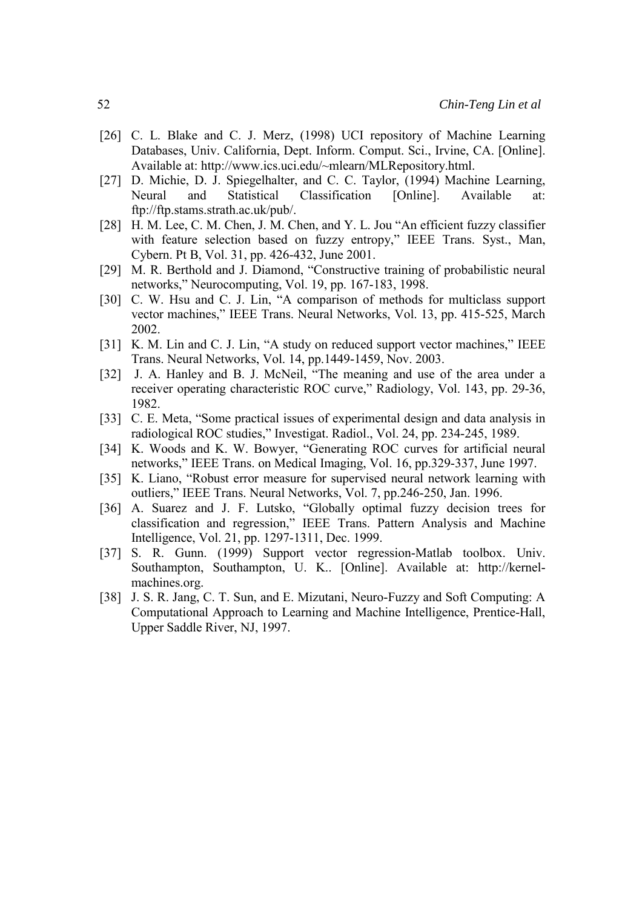[26] C. L. Blake and C. J. Merz, (1998) UCI repository of Machine Learning Databases, Univ. California, Dept. Inform. Comput. Sci., Irvine, CA. [Online]. Available at: http://www.ics.uci.edu/~mlearn/MLRepository.html.

[27] D. Michie, D. J. Spiegelhalter, and C. C. Taylor, (1994) Machine Learning, Neural and Statistical Classification [Online]. Available at: ftp://ftp.stams.strath.ac.uk/pub/.

[28] H. M. Lee, C. M. Chen, J. M. Chen, and Y. L. Jou "An efficient fuzzy classifier with feature selection based on fuzzy entropy," IEEE Trans. Syst., Man, Cybern. Pt B, Vol. 31, pp. 426-432, June 2001.

[29] M. R. Berthold and J. Diamond, "Constructive training of probabilistic neural networks," Neurocomputing, Vol. 19, pp. 167-183, 1998.

[30] C. W. Hsu and C. J. Lin, "A comparison of methods for multiclass support vector machines," IEEE Trans. Neural Networks, Vol. 13, pp. 415-525, March 2002.

[31] K. M. Lin and C. J. Lin, "A study on reduced support vector machines," IEEE Trans. Neural Networks, Vol. 14, pp.1449-1459, Nov. 2003.

[32] J. A. Hanley and B. J. McNeil, "The meaning and use of the area under a receiver operating characteristic ROC curve," Radiology, Vol. 143, pp. 29-36, 1982.

[33] C. E. Meta, "Some practical issues of experimental design and data analysis in radiological ROC studies," Investigat. Radiol., Vol. 24, pp. 234-245, 1989.

[34] K. Woods and K. W. Bowyer, "Generating ROC curves for artificial neural networks," IEEE Trans. on Medical Imaging, Vol. 16, pp.329-337, June 1997.

[35] K. Liano, "Robust error measure for supervised neural network learning with outliers," IEEE Trans. Neural Networks, Vol. 7, pp.246-250, Jan. 1996.

[36] A. Suarez and J. F. Lutsko, "Globally optimal fuzzy decision trees for classification and regression," IEEE Trans. Pattern Analysis and Machine Intelligence, Vol. 21, pp. 1297-1311, Dec. 1999.

[37] S. R. Gunn. (1999) Support vector regression-Matlab toolbox. Univ. Southampton, Southampton, U. K.. [Online]. Available at: http://kernel-machines.org.

[38] J. S. R. Jang, C. T. Sun, and E. Mizutani, Neuro-Fuzzy and Soft Computing: A Computational Approach to Learning and Machine Intelligence, Prentice-Hall, Upper Saddle River, NJ, 1997.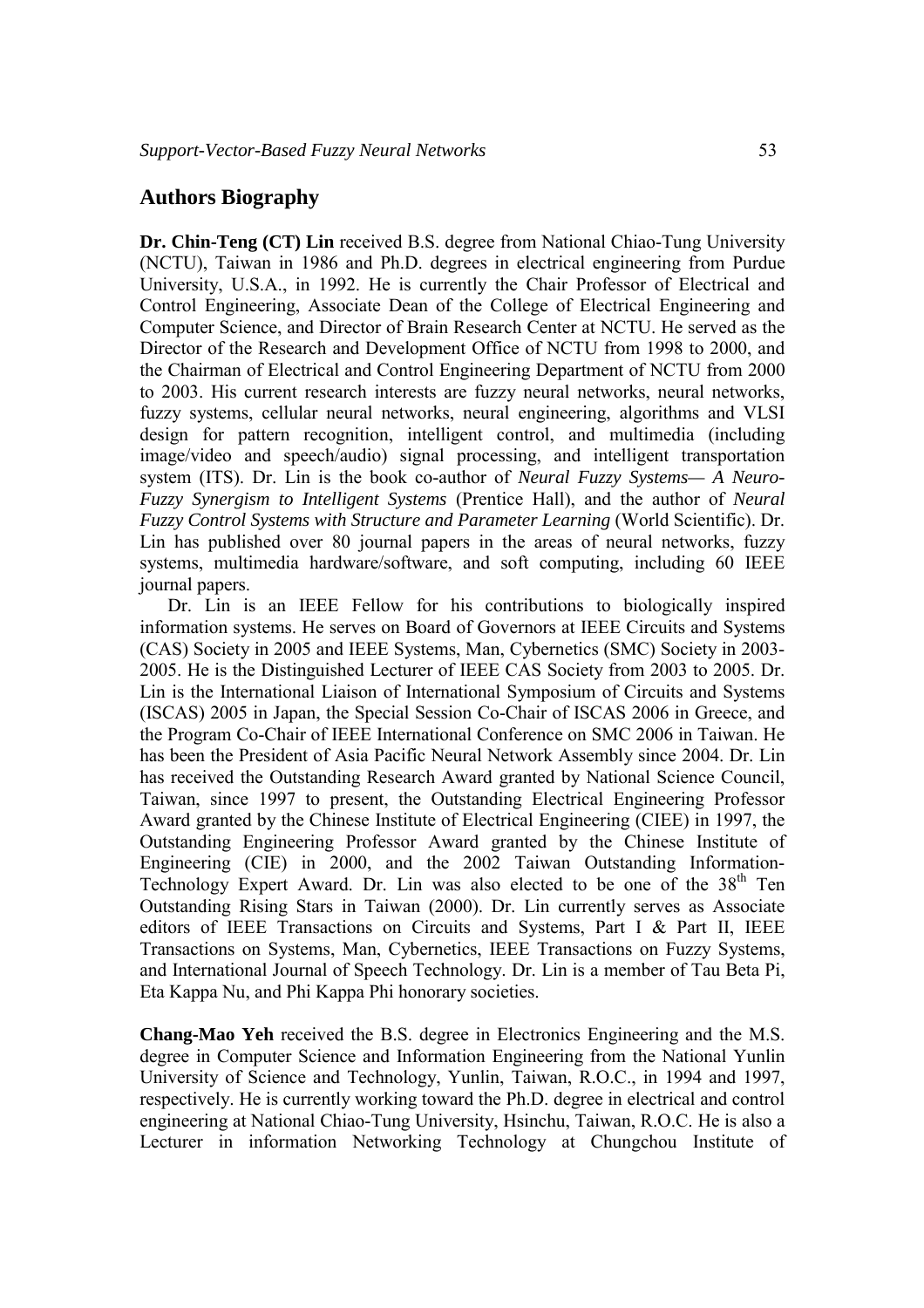## Authors Biography

**Dr. Chin-Teng (CT) Lin** received B.S. degree from National Chiao-Tung University (NCTU), Taiwan in 1986 and Ph.D. degrees in electrical engineering from Purdue University, U.S.A., in 1992. He is currently the Chair Professor of Electrical and Control Engineering, Associate Dean of the College of Electrical Engineering and Computer Science, and Director of Brain Research Center at NCTU. He served as the Director of the Research and Development Office of NCTU from 1998 to 2000, and the Chairman of Electrical and Control Engineering Department of NCTU from 2000 to 2003. His current research interests are fuzzy neural networks, neural networks, fuzzy systems, cellular neural networks, neural engineering, algorithms and VLSI design for pattern recognition, intelligent control, and multimedia (including image/video and speech/audio) signal processing, and intelligent transportation system (ITS). Dr. Lin is the book co-author of *Neural Fuzzy Systems— A Neuro-Fuzzy Synergism to Intelligent Systems* (Prentice Hall), and the author of *Neural Fuzzy Control Systems with Structure and Parameter Learning* (World Scientific). Dr. Lin has published over 80 journal papers in the areas of neural networks, fuzzy systems, multimedia hardware/software, and soft computing, including 60 IEEE journal papers.

Dr. Lin is an IEEE Fellow for his contributions to biologically inspired information systems. He serves on Board of Governors at IEEE Circuits and Systems (CAS) Society in 2005 and IEEE Systems, Man, Cybernetics (SMC) Society in 2003-2005. He is the Distinguished Lecturer of IEEE CAS Society from 2003 to 2005. Dr. Lin is the International Liaison of International Symposium of Circuits and Systems (ISCAS) 2005 in Japan, the Special Session Co-Chair of ISCAS 2006 in Greece, and the Program Co-Chair of IEEE International Conference on SMC 2006 in Taiwan. He has been the President of Asia Pacific Neural Network Assembly since 2004. Dr. Lin has received the Outstanding Research Award granted by National Science Council, Taiwan, since 1997 to present, the Outstanding Electrical Engineering Professor Award granted by the Chinese Institute of Electrical Engineering (CIEE) in 1997, the Outstanding Engineering Professor Award granted by the Chinese Institute of Engineering (CIE) in 2000, and the 2002 Taiwan Outstanding Information-Technology Expert Award. Dr. Lin was also elected to be one of the 38th Ten Outstanding Rising Stars in Taiwan (2000). Dr. Lin currently serves as Associate editors of IEEE Transactions on Circuits and Systems, Part I & Part II, IEEE Transactions on Systems, Man, Cybernetics, IEEE Transactions on Fuzzy Systems, and International Journal of Speech Technology. Dr. Lin is a member of Tau Beta Pi, Eta Kappa Nu, and Phi Kappa Phi honorary societies.

**Chang-Mao Yeh** received the B.S. degree in Electronics Engineering and the M.S. degree in Computer Science and Information Engineering from the National Yunlin University of Science and Technology, Yunlin, Taiwan, R.O.C., in 1994 and 1997, respectively. He is currently working toward the Ph.D. degree in electrical and control engineering at National Chiao-Tung University, Hsinchu, Taiwan, R.O.C. He is also a Lecturer in information Networking Technology at Chungchou Institute of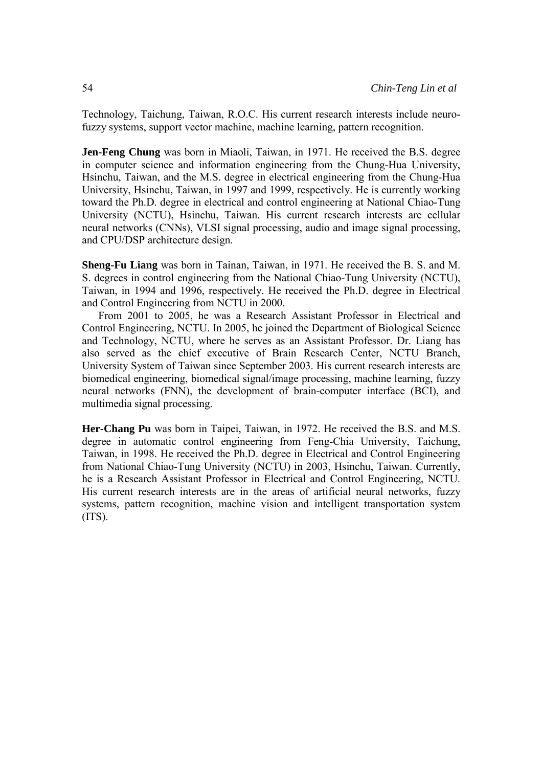Technology, Taichung, Taiwan, R.O.C. His current research interests include neuro-fuzzy systems, support vector machine, machine learning, pattern recognition.

**Jen-Feng Chung** was born in Miaoli, Taiwan, in 1971. He received the B.S. degree in computer science and information engineering from the Chung-Hua University, Hsinchu, Taiwan, and the M.S. degree in electrical engineering from the Chung-Hua University, Hsinchu, Taiwan, in 1997 and 1999, respectively. He is currently working toward the Ph.D. degree in electrical and control engineering at National Chiao-Tung University (NCTU), Hsinchu, Taiwan. His current research interests are cellular neural networks (CNNs), VLSI signal processing, audio and image signal processing, and CPU/DSP architecture design.

**Sheng-Fu Liang** was born in Tainan, Taiwan, in 1971. He received the B. S. and M. S. degrees in control engineering from the National Chiao-Tung University (NCTU), Taiwan, in 1994 and 1996, respectively. He received the Ph.D. degree in Electrical and Control Engineering from NCTU in 2000.

From 2001 to 2005, he was a Research Assistant Professor in Electrical and Control Engineering, NCTU. In 2005, he joined the Department of Biological Science and Technology, NCTU, where he serves as an Assistant Professor. Dr. Liang has also served as the chief executive of Brain Research Center, NCTU Branch, University System of Taiwan since September 2003. His current research interests are biomedical engineering, biomedical signal/image processing, machine learning, fuzzy neural networks (FNN), the development of brain-computer interface (BCI), and multimedia signal processing.

**Her-Chang Pu** was born in Taipei, Taiwan, in 1972. He received the B.S. and M.S. degree in automatic control engineering from Feng-Chia University, Taichung, Taiwan, in 1998. He received the Ph.D. degree in Electrical and Control Engineering from National Chiao-Tung University (NCTU) in 2003, Hsinchu, Taiwan. Currently, he is a Research Assistant Professor in Electrical and Control Engineering, NCTU. His current research interests are in the areas of artificial neural networks, fuzzy systems, pattern recognition, machine vision and intelligent transportation system (ITS).